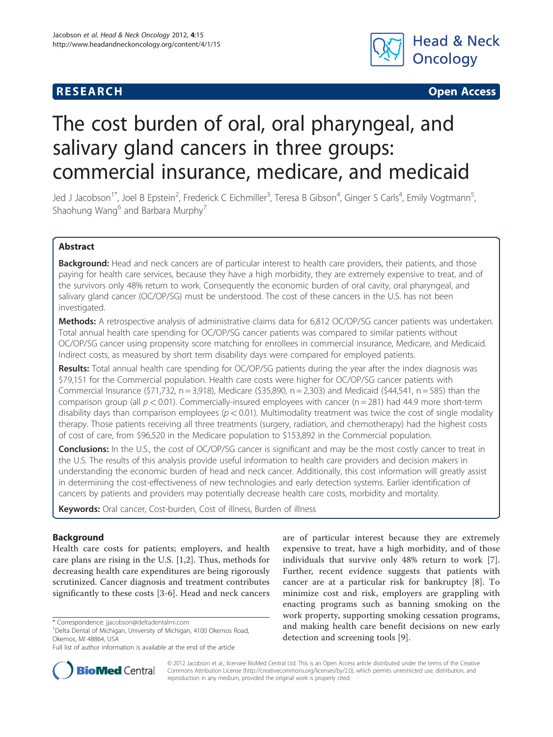RESEARCH Open Access

# The cost burden of oral, oral pharyngeal, and salivary gland cancers in three groups: commercial insurance, medicare, and medicaid

Jed J Jacobson[1*], Joel B Epstein[2], Frederick C Eichmiller[3], Teresa B Gibson[4], Ginger S Carls[4], Emily Vogtmann[5], Shaohung Wang[6] and Barbara Murphy[7]

## Abstract

**Background:** Head and neck cancers are of particular interest to health care providers, their patients, and those paying for health care services, because they have a high morbidity, they are extremely expensive to treat, and of the survivors only 48% return to work. Consequently the economic burden of oral cavity, oral pharyngeal, and salivary gland cancer (OC/OP/SG) must be understood. The cost of these cancers in the U.S. has not been investigated.

**Methods:** A retrospective analysis of administrative claims data for 6,812 OC/OP/SG cancer patients was undertaken. Total annual health care spending for OC/OP/SG cancer patients was compared to similar patients without OC/OP/SG cancer using propensity score matching for enrollees in commercial insurance, Medicare, and Medicaid. Indirect costs, as measured by short term disability days were compared for employed patients.

**Results:** Total annual health care spending for OC/OP/SG patients during the year after the index diagnosis was \$79,151 for the Commercial population. Health care costs were higher for OC/OP/SG cancer patients with Commercial Insurance (\$71,732, n = 3,918), Medicare (\$35,890, n = 2,303) and Medicaid (\$44,541, n = 585) than the comparison group (all $p < 0.01$). Commercially-insured employees with cancer (n = 281) had 44.9 more short-term disability days than comparison employees ($p < 0.01$). Multimodality treatment was twice the cost of single modality therapy. Those patients receiving all three treatments (surgery, radiation, and chemotherapy) had the highest costs of cost of care, from \$96,520 in the Medicare population to \$153,892 in the Commercial population.

**Conclusions:** In the U.S., the cost of OC/OP/SG cancer is significant and may be the most costly cancer to treat in the U.S. The results of this analysis provide useful information to health care providers and decision makers in understanding the economic burden of head and neck cancer. Additionally, this cost information will greatly assist in determining the cost-effectiveness of new technologies and early detection systems. Earlier identification of cancers by patients and providers may potentially decrease health care costs, morbidity and mortality.

**Keywords:** Oral cancer, Cost-burden, Cost of illness, Burden of illness

## Background

Health care costs for patients; employers, and health care plans are rising in the U.S. [1,2]. Thus, methods for decreasing health care expenditures are being rigorously scrutinized. Cancer diagnosis and treatment contributes significantly to these costs [3-6]. Head and neck cancers are of particular interest because they are extremely expensive to treat, have a high morbidity, and of those individuals that survive only 48% return to work [7]. Further, recent evidence suggests that patients with cancer are at a particular risk for bankruptcy [8]. To minimize cost and risk, employers are grappling with enacting programs such as banning smoking on the work property, supporting smoking cessation programs, and making health care benefit decisions on new early detection and screening tools [9].

\* Correspondence: jjacobson@deltadentalmi.com
[1]Delta Dental of Michigan, University of Michigan, 4100 Okemos Road, Okemos, MI 48864, USA
Full list of author information is available at the end of the article

© 2012 Jacobson et al.; licensee BioMed Central Ltd. This is an Open Access article distributed under the terms of the Creative Commons Attribution License (http://creativecommons.org/licenses/by/2.0), which permits unrestricted use, distribution, and reproduction in any medium, provided the original work is properly cited.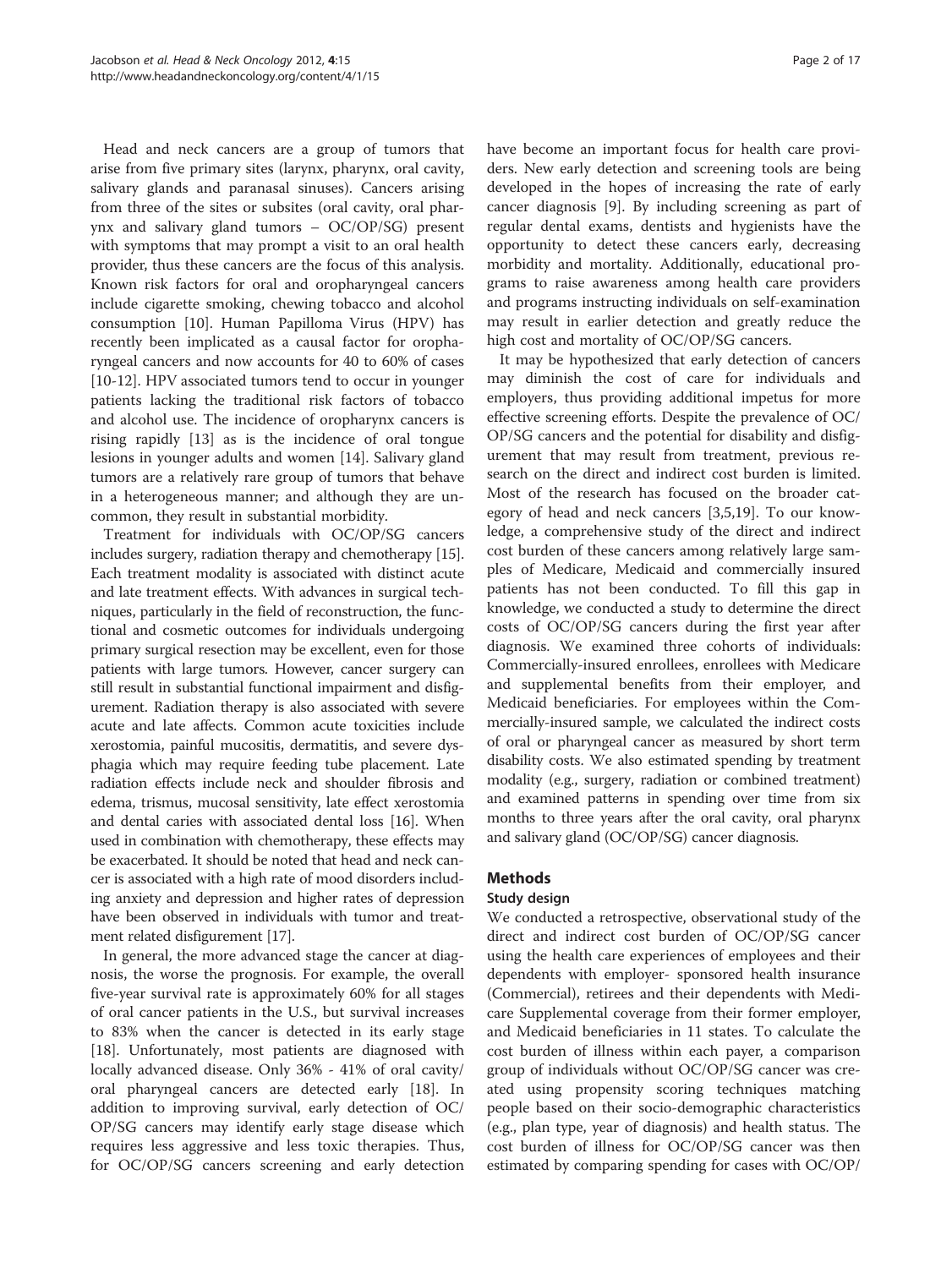Head and neck cancers are a group of tumors that arise from five primary sites (larynx, pharynx, oral cavity, salivary glands and paranasal sinuses). Cancers arising from three of the sites or subsites (oral cavity, oral pharynx and salivary gland tumors – OC/OP/SG) present with symptoms that may prompt a visit to an oral health provider, thus these cancers are the focus of this analysis. Known risk factors for oral and oropharyngeal cancers include cigarette smoking, chewing tobacco and alcohol consumption [10]. Human Papilloma Virus (HPV) has recently been implicated as a causal factor for oropharyngeal cancers and now accounts for 40 to 60% of cases [10-12]. HPV associated tumors tend to occur in younger patients lacking the traditional risk factors of tobacco and alcohol use. The incidence of oropharynx cancers is rising rapidly [13] as is the incidence of oral tongue lesions in younger adults and women [14]. Salivary gland tumors are a relatively rare group of tumors that behave in a heterogeneous manner; and although they are uncommon, they result in substantial morbidity.

Treatment for individuals with OC/OP/SG cancers includes surgery, radiation therapy and chemotherapy [15]. Each treatment modality is associated with distinct acute and late treatment effects. With advances in surgical techniques, particularly in the field of reconstruction, the functional and cosmetic outcomes for individuals undergoing primary surgical resection may be excellent, even for those patients with large tumors. However, cancer surgery can still result in substantial functional impairment and disfigurement. Radiation therapy is also associated with severe acute and late affects. Common acute toxicities include xerostomia, painful mucositis, dermatitis, and severe dysphagia which may require feeding tube placement. Late radiation effects include neck and shoulder fibrosis and edema, trismus, mucosal sensitivity, late effect xerostomia and dental caries with associated dental loss [16]. When used in combination with chemotherapy, these effects may be exacerbated. It should be noted that head and neck cancer is associated with a high rate of mood disorders including anxiety and depression and higher rates of depression have been observed in individuals with tumor and treatment related disfigurement [17].

In general, the more advanced stage the cancer at diagnosis, the worse the prognosis. For example, the overall five-year survival rate is approximately 60% for all stages of oral cancer patients in the U.S., but survival increases to 83% when the cancer is detected in its early stage [18]. Unfortunately, most patients are diagnosed with locally advanced disease. Only 36% - 41% of oral cavity/oral pharyngeal cancers are detected early [18]. In addition to improving survival, early detection of OC/OP/SG cancers may identify early stage disease which requires less aggressive and less toxic therapies. Thus, for OC/OP/SG cancers screening and early detection have become an important focus for health care providers. New early detection and screening tools are being developed in the hopes of increasing the rate of early cancer diagnosis [9]. By including screening as part of regular dental exams, dentists and hygienists have the opportunity to detect these cancers early, decreasing morbidity and mortality. Additionally, educational programs to raise awareness among health care providers and programs instructing individuals on self-examination may result in earlier detection and greatly reduce the high cost and mortality of OC/OP/SG cancers.

It may be hypothesized that early detection of cancers may diminish the cost of care for individuals and employers, thus providing additional impetus for more effective screening efforts. Despite the prevalence of OC/OP/SG cancers and the potential for disability and disfigurement that may result from treatment, previous research on the direct and indirect cost burden is limited. Most of the research has focused on the broader category of head and neck cancers [3,5,19]. To our knowledge, a comprehensive study of the direct and indirect cost burden of these cancers among relatively large samples of Medicare, Medicaid and commercially insured patients has not been conducted. To fill this gap in knowledge, we conducted a study to determine the direct costs of OC/OP/SG cancers during the first year after diagnosis. We examined three cohorts of individuals: Commercially-insured enrollees, enrollees with Medicare and supplemental benefits from their employer, and Medicaid beneficiaries. For employees within the Commercially-insured sample, we calculated the indirect costs of oral or pharyngeal cancer as measured by short term disability costs. We also estimated spending by treatment modality (e.g., surgery, radiation or combined treatment) and examined patterns in spending over time from six months to three years after the oral cavity, oral pharynx and salivary gland (OC/OP/SG) cancer diagnosis.

## Methods

### Study design

We conducted a retrospective, observational study of the direct and indirect cost burden of OC/OP/SG cancer using the health care experiences of employees and their dependents with employer- sponsored health insurance (Commercial), retirees and their dependents with Medicare Supplemental coverage from their former employer, and Medicaid beneficiaries in 11 states. To calculate the cost burden of illness within each payer, a comparison group of individuals without OC/OP/SG cancer was created using propensity scoring techniques matching people based on their socio-demographic characteristics (e.g., plan type, year of diagnosis) and health status. The cost burden of illness for OC/OP/SG cancer was then estimated by comparing spending for cases with OC/OP/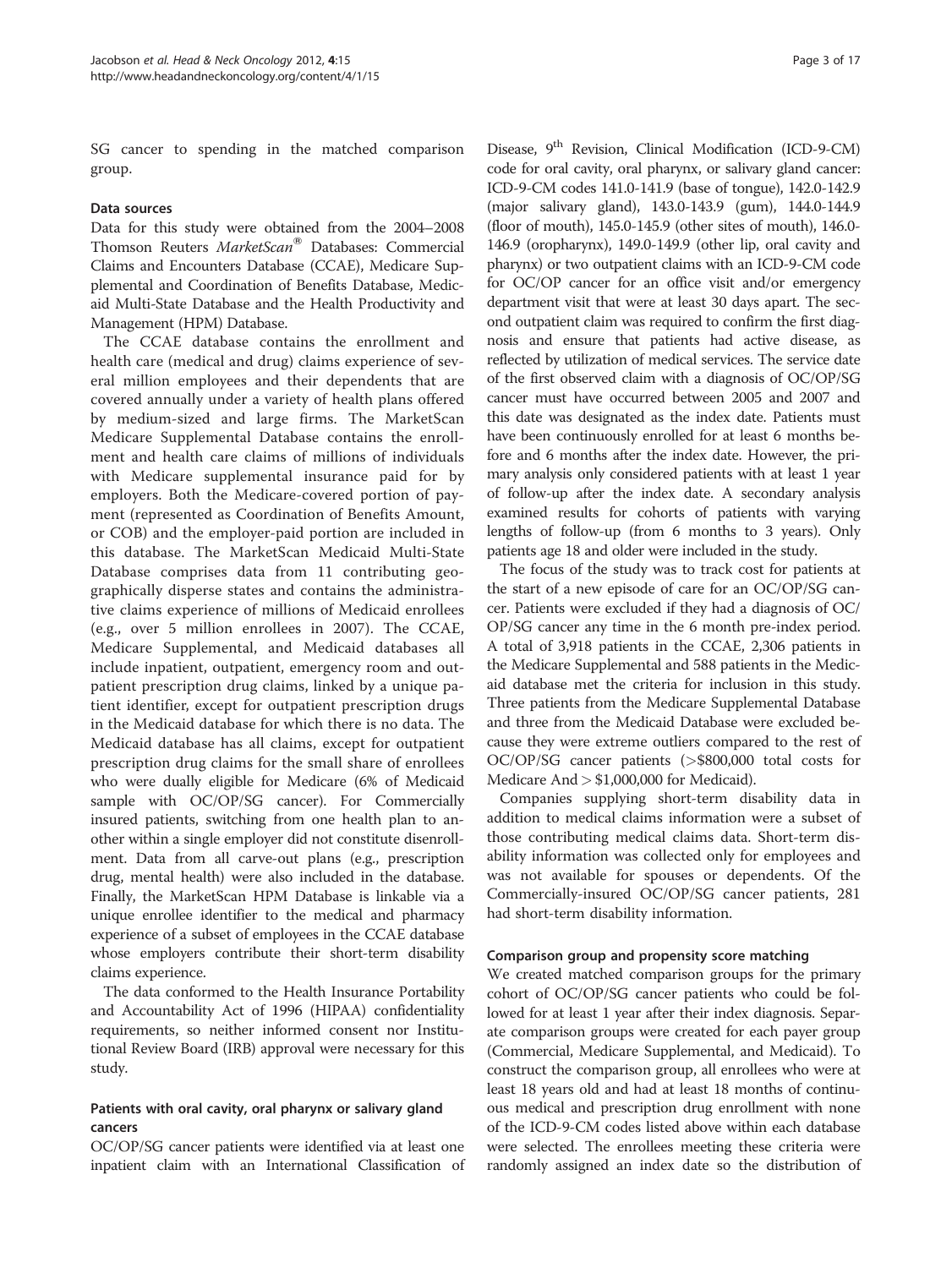SG cancer to spending in the matched comparison group.

### Data sources

Data for this study were obtained from the 2004–2008 Thomson Reuters *MarketScan*® Databases: Commercial Claims and Encounters Database (CCAE), Medicare Supplemental and Coordination of Benefits Database, Medicaid Multi-State Database and the Health Productivity and Management (HPM) Database.

The CCAE database contains the enrollment and health care (medical and drug) claims experience of several million employees and their dependents that are covered annually under a variety of health plans offered by medium-sized and large firms. The MarketScan Medicare Supplemental Database contains the enrollment and health care claims of millions of individuals with Medicare supplemental insurance paid for by employers. Both the Medicare-covered portion of payment (represented as Coordination of Benefits Amount, or COB) and the employer-paid portion are included in this database. The MarketScan Medicaid Multi-State Database comprises data from 11 contributing geographically disperse states and contains the administrative claims experience of millions of Medicaid enrollees (e.g., over 5 million enrollees in 2007). The CCAE, Medicare Supplemental, and Medicaid databases all include inpatient, outpatient, emergency room and outpatient prescription drug claims, linked by a unique patient identifier, except for outpatient prescription drugs in the Medicaid database for which there is no data. The Medicaid database has all claims, except for outpatient prescription drug claims for the small share of enrollees who were dually eligible for Medicare (6% of Medicaid sample with OC/OP/SG cancer). For Commercially insured patients, switching from one health plan to another within a single employer did not constitute disenrollment. Data from all carve-out plans (e.g., prescription drug, mental health) were also included in the database. Finally, the MarketScan HPM Database is linkable via a unique enrollee identifier to the medical and pharmacy experience of a subset of employees in the CCAE database whose employers contribute their short-term disability claims experience.

The data conformed to the Health Insurance Portability and Accountability Act of 1996 (HIPAA) confidentiality requirements, so neither informed consent nor Institutional Review Board (IRB) approval were necessary for this study.

### Patients with oral cavity, oral pharynx or salivary gland cancers

OC/OP/SG cancer patients were identified via at least one inpatient claim with an International Classification of Disease, 9th Revision, Clinical Modification (ICD-9-CM) code for oral cavity, oral pharynx, or salivary gland cancer: ICD-9-CM codes 141.0-141.9 (base of tongue), 142.0-142.9 (major salivary gland), 143.0-143.9 (gum), 144.0-144.9 (floor of mouth), 145.0-145.9 (other sites of mouth), 146.0-146.9 (oropharynx), 149.0-149.9 (other lip, oral cavity and pharynx) or two outpatient claims with an ICD-9-CM code for OC/OP cancer for an office visit and/or emergency department visit that were at least 30 days apart. The second outpatient claim was required to confirm the first diagnosis and ensure that patients had active disease, as reflected by utilization of medical services. The service date of the first observed claim with a diagnosis of OC/OP/SG cancer must have occurred between 2005 and 2007 and this date was designated as the index date. Patients must have been continuously enrolled for at least 6 months before and 6 months after the index date. However, the primary analysis only considered patients with at least 1 year of follow-up after the index date. A secondary analysis examined results for cohorts of patients with varying lengths of follow-up (from 6 months to 3 years). Only patients age 18 and older were included in the study.

The focus of the study was to track cost for patients at the start of a new episode of care for an OC/OP/SG cancer. Patients were excluded if they had a diagnosis of OC/OP/SG cancer any time in the 6 month pre-index period. A total of 3,918 patients in the CCAE, 2,306 patients in the Medicare Supplemental and 588 patients in the Medicaid database met the criteria for inclusion in this study. Three patients from the Medicare Supplemental Database and three from the Medicaid Database were excluded because they were extreme outliers compared to the rest of OC/OP/SG cancer patients (>\$800,000 total costs for Medicare And > \$1,000,000 for Medicaid).

Companies supplying short-term disability data in addition to medical claims information were a subset of those contributing medical claims data. Short-term disability information was collected only for employees and was not available for spouses or dependents. Of the Commercially-insured OC/OP/SG cancer patients, 281 had short-term disability information.

### Comparison group and propensity score matching

We created matched comparison groups for the primary cohort of OC/OP/SG cancer patients who could be followed for at least 1 year after their index diagnosis. Separate comparison groups were created for each payer group (Commercial, Medicare Supplemental, and Medicaid). To construct the comparison group, all enrollees who were at least 18 years old and had at least 18 months of continuous medical and prescription drug enrollment with none of the ICD-9-CM codes listed above within each database were selected. The enrollees meeting these criteria were randomly assigned an index date so the distribution of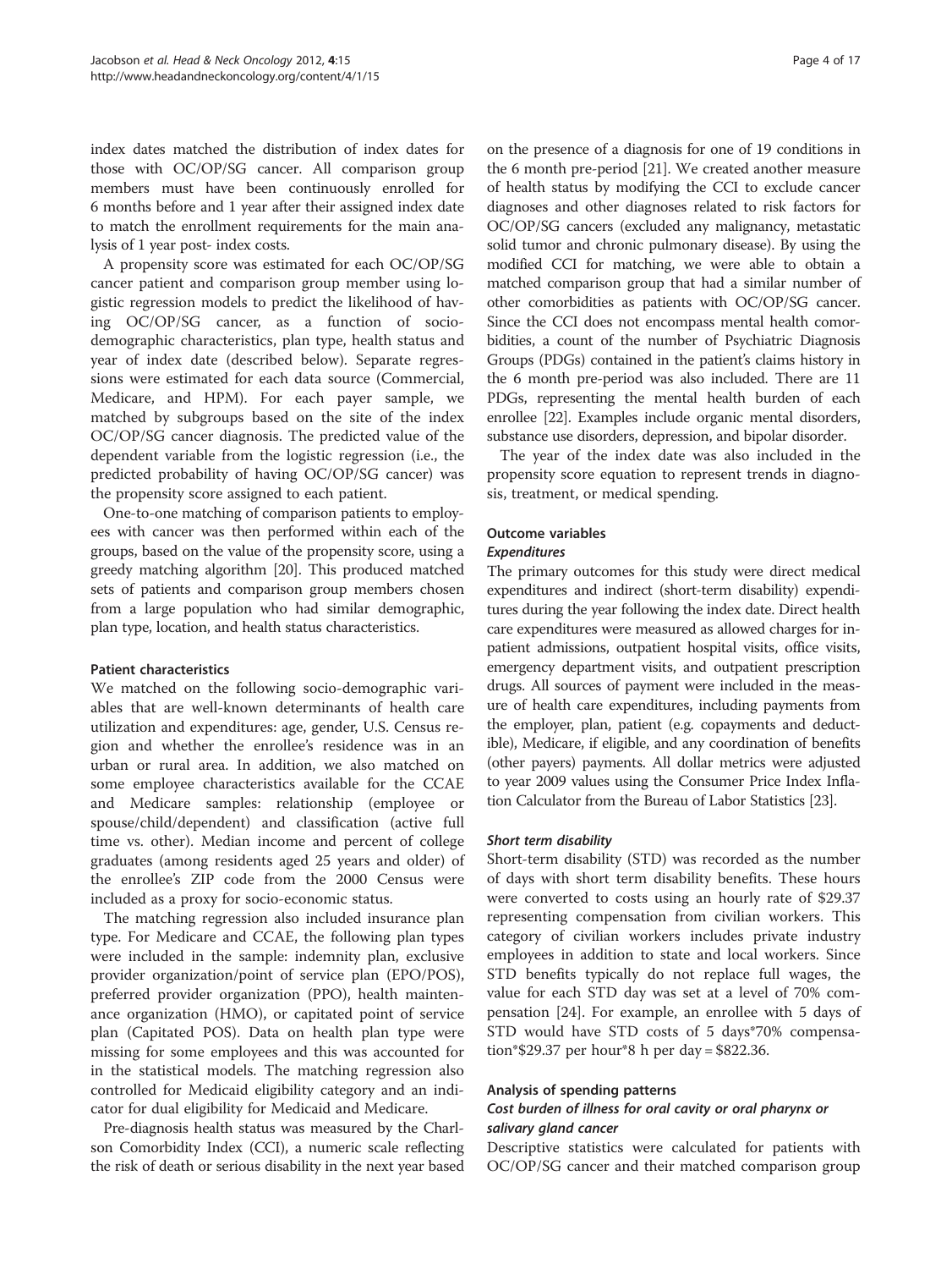index dates matched the distribution of index dates for those with OC/OP/SG cancer. All comparison group members must have been continuously enrolled for 6 months before and 1 year after their assigned index date to match the enrollment requirements for the main analysis of 1 year post- index costs.

A propensity score was estimated for each OC/OP/SG cancer patient and comparison group member using logistic regression models to predict the likelihood of having OC/OP/SG cancer, as a function of socio-demographic characteristics, plan type, health status and year of index date (described below). Separate regressions were estimated for each data source (Commercial, Medicare, and HPM). For each payer sample, we matched by subgroups based on the site of the index OC/OP/SG cancer diagnosis. The predicted value of the dependent variable from the logistic regression (i.e., the predicted probability of having OC/OP/SG cancer) was the propensity score assigned to each patient.

One-to-one matching of comparison patients to employees with cancer was then performed within each of the groups, based on the value of the propensity score, using a greedy matching algorithm [20]. This produced matched sets of patients and comparison group members chosen from a large population who had similar demographic, plan type, location, and health status characteristics.

### Patient characteristics

We matched on the following socio-demographic variables that are well-known determinants of health care utilization and expenditures: age, gender, U.S. Census region and whether the enrollee's residence was in an urban or rural area. In addition, we also matched on some employee characteristics available for the CCAE and Medicare samples: relationship (employee or spouse/child/dependent) and classification (active full time vs. other). Median income and percent of college graduates (among residents aged 25 years and older) of the enrollee's ZIP code from the 2000 Census were included as a proxy for socio-economic status.

The matching regression also included insurance plan type. For Medicare and CCAE, the following plan types were included in the sample: indemnity plan, exclusive provider organization/point of service plan (EPO/POS), preferred provider organization (PPO), health maintenance organization (HMO), or capitated point of service plan (Capitated POS). Data on health plan type were missing for some employees and this was accounted for in the statistical models. The matching regression also controlled for Medicaid eligibility category and an indicator for dual eligibility for Medicaid and Medicare.

Pre-diagnosis health status was measured by the Charlson Comorbidity Index (CCI), a numeric scale reflecting the risk of death or serious disability in the next year based on the presence of a diagnosis for one of 19 conditions in the 6 month pre-period [21]. We created another measure of health status by modifying the CCI to exclude cancer diagnoses and other diagnoses related to risk factors for OC/OP/SG cancers (excluded any malignancy, metastatic solid tumor and chronic pulmonary disease). By using the modified CCI for matching, we were able to obtain a matched comparison group that had a similar number of other comorbidities as patients with OC/OP/SG cancer. Since the CCI does not encompass mental health comorbidities, a count of the number of Psychiatric Diagnosis Groups (PDGs) contained in the patient's claims history in the 6 month pre-period was also included. There are 11 PDGs, representing the mental health burden of each enrollee [22]. Examples include organic mental disorders, substance use disorders, depression, and bipolar disorder.

The year of the index date was also included in the propensity score equation to represent trends in diagnosis, treatment, or medical spending.

### Outcome variables

#### *Expenditures*

The primary outcomes for this study were direct medical expenditures and indirect (short-term disability) expenditures during the year following the index date. Direct health care expenditures were measured as allowed charges for inpatient admissions, outpatient hospital visits, office visits, emergency department visits, and outpatient prescription drugs. All sources of payment were included in the measure of health care expenditures, including payments from the employer, plan, patient (e.g. copayments and deductible), Medicare, if eligible, and any coordination of benefits (other payers) payments. All dollar metrics were adjusted to year 2009 values using the Consumer Price Index Inflation Calculator from the Bureau of Labor Statistics [23].

#### *Short term disability*

Short-term disability (STD) was recorded as the number of days with short term disability benefits. These hours were converted to costs using an hourly rate of $29.37 representing compensation from civilian workers. This category of civilian workers includes private industry employees in addition to state and local workers. Since STD benefits typically do not replace full wages, the value for each STD day was set at a level of 70% compensation [24]. For example, an enrollee with 5 days of STD would have STD costs of 5 days*70% compensation*$29.37 per hour*8 h per day = $822.36.

### Analysis of spending patterns

#### *Cost burden of illness for oral cavity or oral pharynx or salivary gland cancer*

Descriptive statistics were calculated for patients with OC/OP/SG cancer and their matched comparison group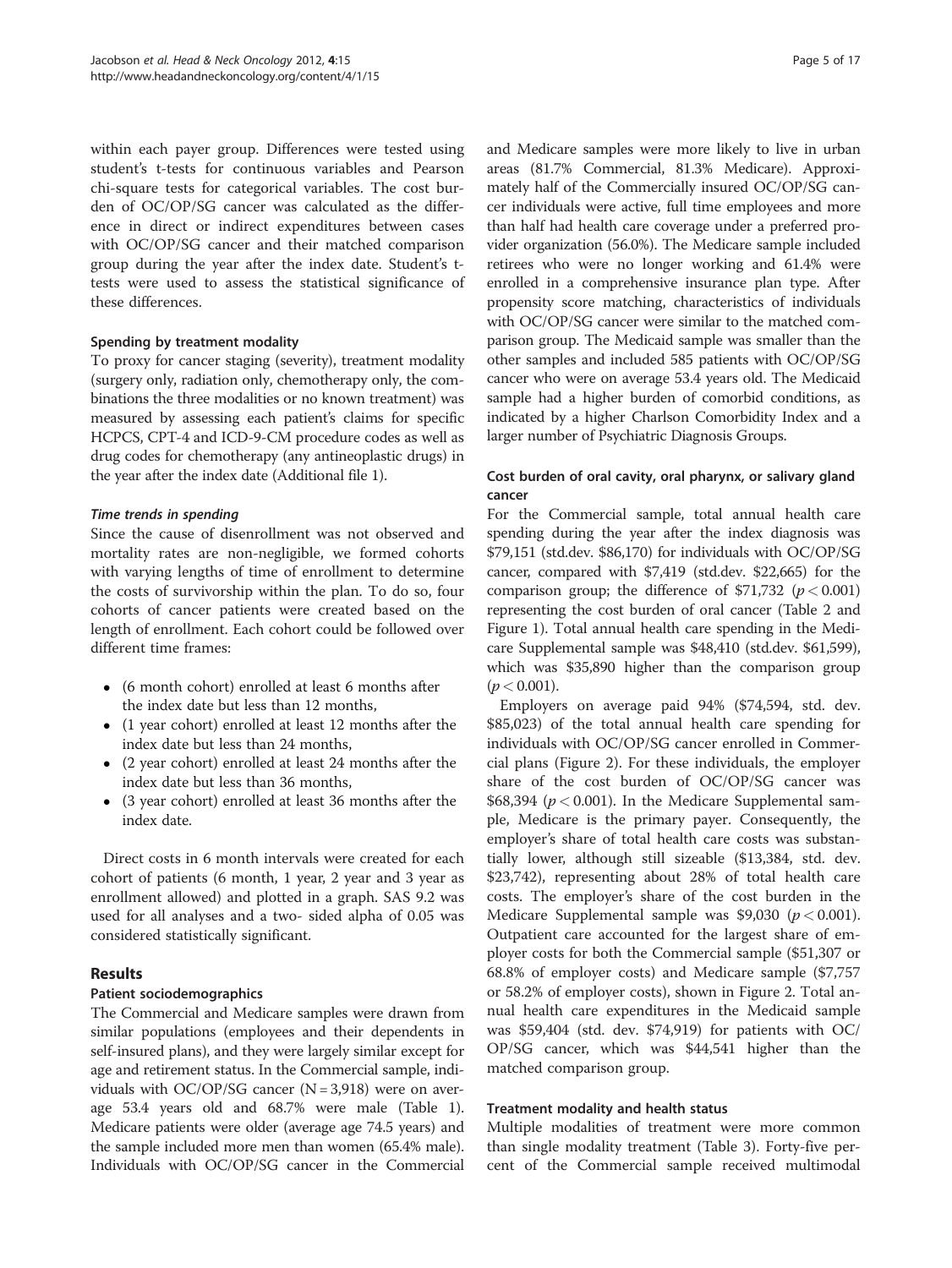within each payer group. Differences were tested using student's t-tests for continuous variables and Pearson chi-square tests for categorical variables. The cost burden of OC/OP/SG cancer was calculated as the difference in direct or indirect expenditures between cases with OC/OP/SG cancer and their matched comparison group during the year after the index date. Student's t-tests were used to assess the statistical significance of these differences.

### Spending by treatment modality

To proxy for cancer staging (severity), treatment modality (surgery only, radiation only, chemotherapy only, the combinations the three modalities or no known treatment) was measured by assessing each patient's claims for specific HCPCS, CPT-4 and ICD-9-CM procedure codes as well as drug codes for chemotherapy (any antineoplastic drugs) in the year after the index date (Additional file 1).

#### *Time trends in spending*

Since the cause of disenrollment was not observed and mortality rates are non-negligible, we formed cohorts with varying lengths of time of enrollment to determine the costs of survivorship within the plan. To do so, four cohorts of cancer patients were created based on the length of enrollment. Each cohort could be followed over different time frames:

- (6 month cohort) enrolled at least 6 months after the index date but less than 12 months,
- (1 year cohort) enrolled at least 12 months after the index date but less than 24 months,
- (2 year cohort) enrolled at least 24 months after the index date but less than 36 months,
- (3 year cohort) enrolled at least 36 months after the index date.

Direct costs in 6 month intervals were created for each cohort of patients (6 month, 1 year, 2 year and 3 year as enrollment allowed) and plotted in a graph. SAS 9.2 was used for all analyses and a two- sided alpha of 0.05 was considered statistically significant.

## Results

### Patient sociodemographics

The Commercial and Medicare samples were drawn from similar populations (employees and their dependents in self-insured plans), and they were largely similar except for age and retirement status. In the Commercial sample, individuals with OC/OP/SG cancer (N = 3,918) were on average 53.4 years old and 68.7% were male (Table 1). Medicare patients were older (average age 74.5 years) and the sample included more men than women (65.4% male). Individuals with OC/OP/SG cancer in the Commercial and Medicare samples were more likely to live in urban areas (81.7% Commercial, 81.3% Medicare). Approximately half of the Commercially insured OC/OP/SG cancer individuals were active, full time employees and more than half had health care coverage under a preferred provider organization (56.0%). The Medicare sample included retirees who were no longer working and 61.4% were enrolled in a comprehensive insurance plan type. After propensity score matching, characteristics of individuals with OC/OP/SG cancer were similar to the matched comparison group. The Medicaid sample was smaller than the other samples and included 585 patients with OC/OP/SG cancer who were on average 53.4 years old. The Medicaid sample had a higher burden of comorbid conditions, as indicated by a higher Charlson Comorbidity Index and a larger number of Psychiatric Diagnosis Groups.

### Cost burden of oral cavity, oral pharynx, or salivary gland cancer

For the Commercial sample, total annual health care spending during the year after the index diagnosis was \$79,151 (std.dev. \$86,170) for individuals with OC/OP/SG cancer, compared with \$7,419 (std.dev. \$22,665) for the comparison group; the difference of \$71,732 ($p < 0.001$) representing the cost burden of oral cancer (Table 2 and Figure 1). Total annual health care spending in the Medicare Supplemental sample was \$48,410 (std.dev. \$61,599), which was \$35,890 higher than the comparison group ($p < 0.001$).

Employers on average paid 94% (\$74,594, std. dev. \$85,023) of the total annual health care spending for individuals with OC/OP/SG cancer enrolled in Commercial plans (Figure 2). For these individuals, the employer share of the cost burden of OC/OP/SG cancer was \$68,394 ($p < 0.001$). In the Medicare Supplemental sample, Medicare is the primary payer. Consequently, the employer's share of total health care costs was substantially lower, although still sizeable (\$13,384, std. dev. \$23,742), representing about 28% of total health care costs. The employer's share of the cost burden in the Medicare Supplemental sample was \$9,030 ($p < 0.001$). Outpatient care accounted for the largest share of employer costs for both the Commercial sample (\$51,307 or 68.8% of employer costs) and Medicare sample (\$7,757 or 58.2% of employer costs), shown in Figure 2. Total annual health care expenditures in the Medicaid sample was \$59,404 (std. dev. \$74,919) for patients with OC/OP/SG cancer, which was \$44,541 higher than the matched comparison group.

### Treatment modality and health status

Multiple modalities of treatment were more common than single modality treatment (Table 3). Forty-five percent of the Commercial sample received multimodal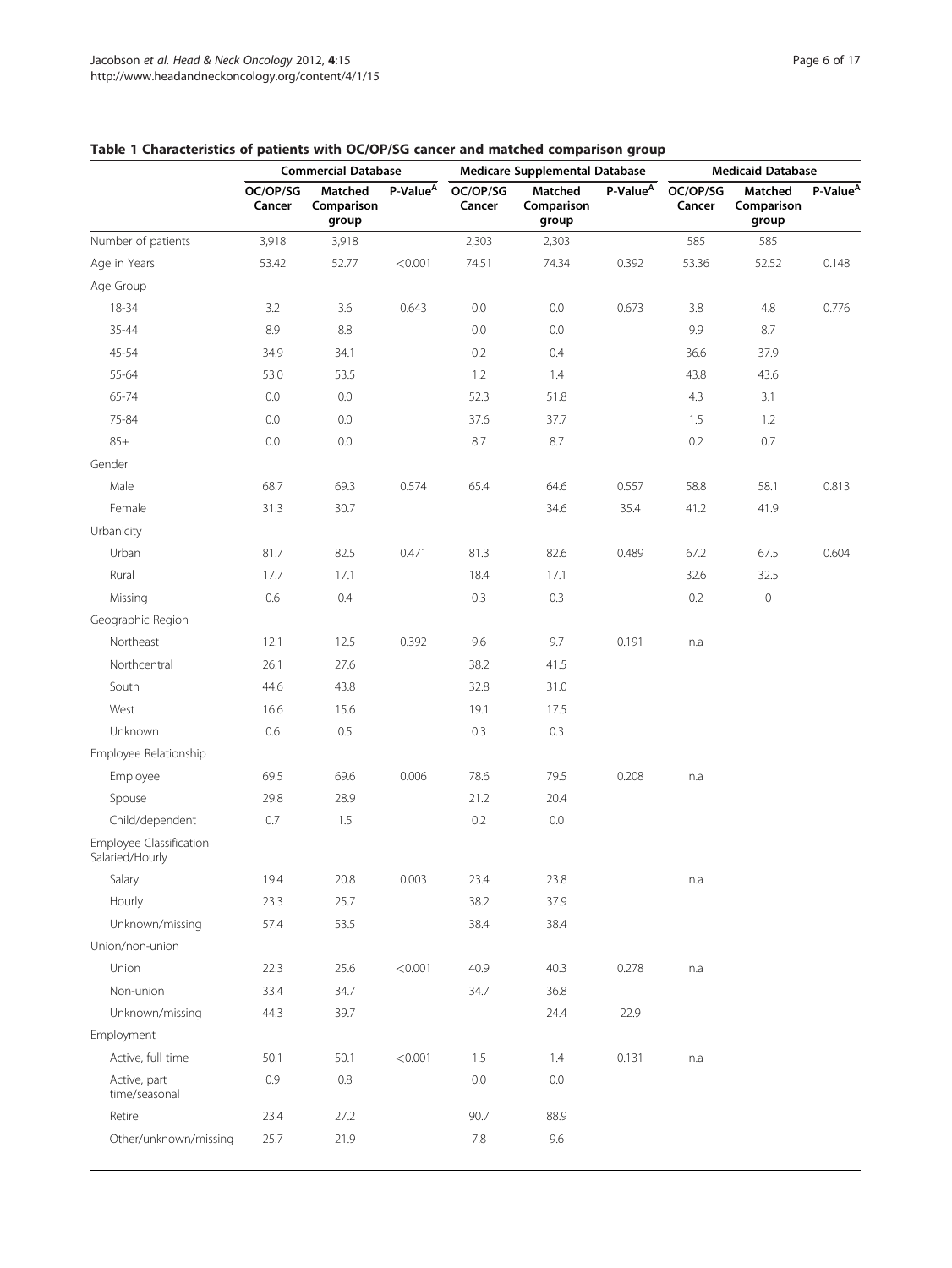**Table 1 Characteristics of patients with OC/OP/SG cancer and matched comparison group**

| | Commercial Database | | | Medicare Supplemental Database | | | Medicaid Database | | |
|---|---|---|---|---|---|---|---|---|---|
| | OC/OP/SG Cancer | Matched Comparison group | P-Value[A] | OC/OP/SG Cancer | Matched Comparison group | P-Value[A] | OC/OP/SG Cancer | Matched Comparison group | P-Value[A] |
| Number of patients | 3,918 | 3,918 | | 2,303 | 2,303 | | 585 | 585 | |
| Age in Years | 53.42 | 52.77 | <0.001 | 74.51 | 74.34 | 0.392 | 53.36 | 52.52 | 0.148 |
| Age Group | | | | | | | | | |
| 18-34 | 3.2 | 3.6 | 0.643 | 0.0 | 0.0 | 0.673 | 3.8 | 4.8 | 0.776 |
| 35-44 | 8.9 | 8.8 | | 0.0 | 0.0 | | 9.9 | 8.7 | |
| 45-54 | 34.9 | 34.1 | | 0.2 | 0.4 | | 36.6 | 37.9 | |
| 55-64 | 53.0 | 53.5 | | 1.2 | 1.4 | | 43.8 | 43.6 | |
| 65-74 | 0.0 | 0.0 | | 52.3 | 51.8 | | 4.3 | 3.1 | |
| 75-84 | 0.0 | 0.0 | | 37.6 | 37.7 | | 1.5 | 1.2 | |
| 85+ | 0.0 | 0.0 | | 8.7 | 8.7 | | 0.2 | 0.7 | |
| Gender | | | | | | | | | |
| Male | 68.7 | 69.3 | 0.574 | 65.4 | 64.6 | 0.557 | 58.8 | 58.1 | 0.813 |
| Female | 31.3 | 30.7 | | | 34.6 | 35.4 | 41.2 | 41.9 | |
| Urbanicity | | | | | | | | | |
| Urban | 81.7 | 82.5 | 0.471 | 81.3 | 82.6 | 0.489 | 67.2 | 67.5 | 0.604 |
| Rural | 17.7 | 17.1 | | 18.4 | 17.1 | | 32.6 | 32.5 | |
| Missing | 0.6 | 0.4 | | 0.3 | 0.3 | | 0.2 | 0 | |
| Geographic Region | | | | | | | | | |
| Northeast | 12.1 | 12.5 | 0.392 | 9.6 | 9.7 | 0.191 | n.a | | |
| Northcentral | 26.1 | 27.6 | | 38.2 | 41.5 | | | | |
| South | 44.6 | 43.8 | | 32.8 | 31.0 | | | | |
| West | 16.6 | 15.6 | | 19.1 | 17.5 | | | | |
| Unknown | 0.6 | 0.5 | | 0.3 | 0.3 | | | | |
| Employee Relationship | | | | | | | | | |
| Employee | 69.5 | 69.6 | 0.006 | 78.6 | 79.5 | 0.208 | n.a | | |
| Spouse | 29.8 | 28.9 | | 21.2 | 20.4 | | | | |
| Child/dependent | 0.7 | 1.5 | | 0.2 | 0.0 | | | | |
| Employee Classification Salaried/Hourly | | | | | | | | | |
| Salary | 19.4 | 20.8 | 0.003 | 23.4 | 23.8 | | n.a | | |
| Hourly | 23.3 | 25.7 | | 38.2 | 37.9 | | | | |
| Unknown/missing | 57.4 | 53.5 | | 38.4 | 38.4 | | | | |
| Union/non-union | | | | | | | | | |
| Union | 22.3 | 25.6 | <0.001 | 40.9 | 40.3 | 0.278 | n.a | | |
| Non-union | 33.4 | 34.7 | | 34.7 | 36.8 | | | | |
| Unknown/missing | 44.3 | 39.7 | | | 24.4 | 22.9 | | | |
| Employment | | | | | | | | | |
| Active, full time | 50.1 | 50.1 | <0.001 | 1.5 | 1.4 | 0.131 | n.a | | |
| Active, part time/seasonal | 0.9 | 0.8 | | 0.0 | 0.0 | | | | |
| Retire | 23.4 | 27.2 | | 90.7 | 88.9 | | | | |
| Other/unknown/missing | 25.7 | 21.9 | | 7.8 | 9.6 | | | | |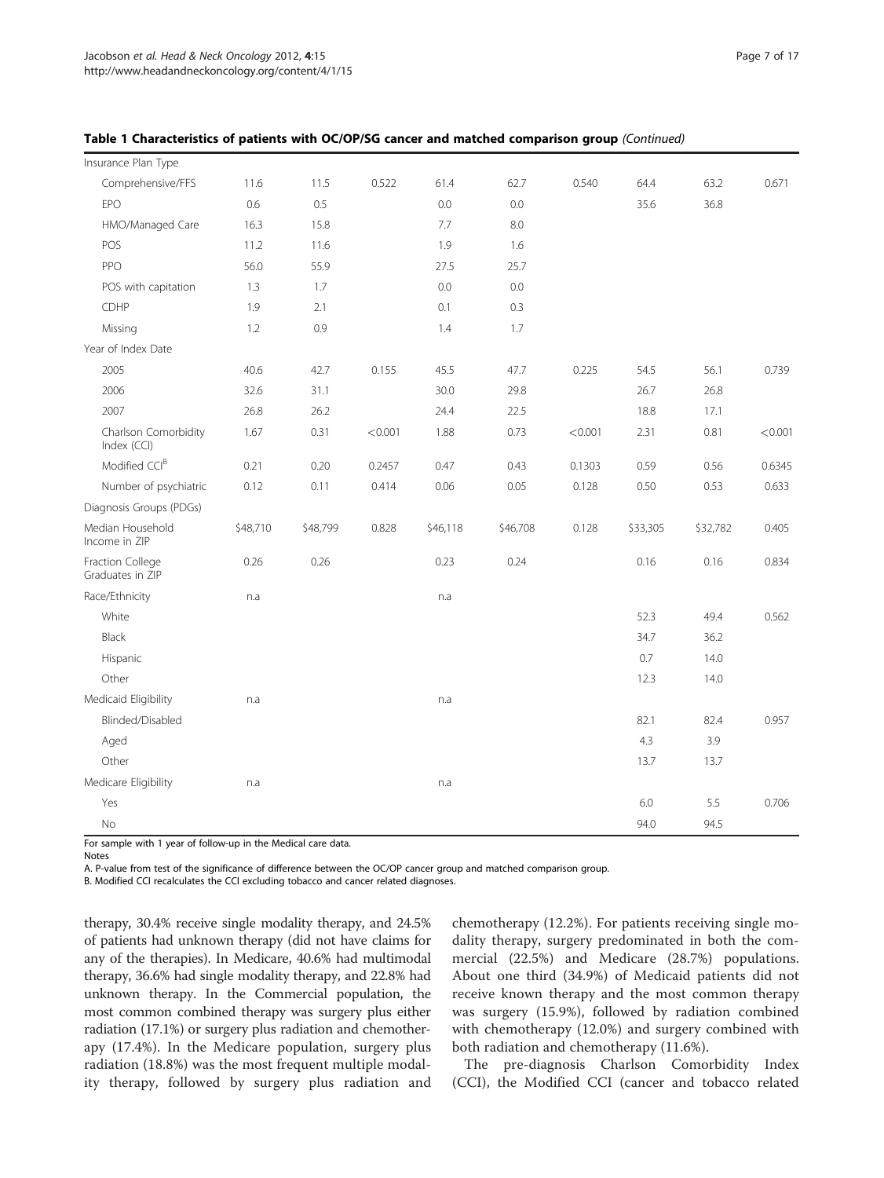**Table 1 Characteristics of patients with OC/OP/SG cancer and matched comparison group** *(Continued)*

| | | | | | | | | | |
|---|---|---|---|---|---|---|---|---|---|
| Insurance Plan Type | | | | | | | | | |
| Comprehensive/FFS | 11.6 | 11.5 | 0.522 | 61.4 | 62.7 | 0.540 | 64.4 | 63.2 | 0.671 |
| EPO | 0.6 | 0.5 | | 0.0 | 0.0 | | 35.6 | 36.8 | |
| HMO/Managed Care | 16.3 | 15.8 | | 7.7 | 8.0 | | | | |
| POS | 11.2 | 11.6 | | 1.9 | 1.6 | | | | |
| PPO | 56.0 | 55.9 | | 27.5 | 25.7 | | | | |
| POS with capitation | 1.3 | 1.7 | | 0.0 | 0.0 | | | | |
| CDHP | 1.9 | 2.1 | | 0.1 | 0.3 | | | | |
| Missing | 1.2 | 0.9 | | 1.4 | 1.7 | | | | |
| Year of Index Date | | | | | | | | | |
| 2005 | 40.6 | 42.7 | 0.155 | 45.5 | 47.7 | 0.225 | 54.5 | 56.1 | 0.739 |
| 2006 | 32.6 | 31.1 | | 30.0 | 29.8 | | 26.7 | 26.8 | |
| 2007 | 26.8 | 26.2 | | 24.4 | 22.5 | | 18.8 | 17.1 | |
| Charlson Comorbidity Index (CCI) | 1.67 | 0.31 | <0.001 | 1.88 | 0.73 | <0.001 | 2.31 | 0.81 | <0.001 |
| Modified CCI[B] | 0.21 | 0.20 | 0.2457 | 0.47 | 0.43 | 0.1303 | 0.59 | 0.56 | 0.6345 |
| Number of psychiatric Diagnosis Groups (PDGs) | 0.12 | 0.11 | 0.414 | 0.06 | 0.05 | 0.128 | 0.50 | 0.53 | 0.633 |
| Median Household Income in ZIP | $48,710 | $48,799 | 0.828 | $46,118 | $46,708 | 0.128 | $33,305 | $32,782 | 0.405 |
| Fraction College Graduates in ZIP | 0.26 | 0.26 | | 0.23 | 0.24 | | 0.16 | 0.16 | 0.834 |
| Race/Ethnicity | n.a | | | n.a | | | | | |
| White | | | | | | | 52.3 | 49.4 | 0.562 |
| Black | | | | | | | 34.7 | 36.2 | |
| Hispanic | | | | | | | 0.7 | 14.0 | |
| Other | | | | | | | 12.3 | 14.0 | |
| Medicaid Eligibility | n.a | | | n.a | | | | | |
| Blinded/Disabled | | | | | | | 82.1 | 82.4 | 0.957 |
| Aged | | | | | | | 4.3 | 3.9 | |
| Other | | | | | | | 13.7 | 13.7 | |
| Medicare Eligibility | n.a | | | n.a | | | | | |
| Yes | | | | | | | 6.0 | 5.5 | 0.706 |
| No | | | | | | | 94.0 | 94.5 | |

For sample with 1 year of follow-up in the Medical care data.

Notes

A. P-value from test of the significance of difference between the OC/OP cancer group and matched comparison group.

B. Modified CCI recalculates the CCI excluding tobacco and cancer related diagnoses.

therapy, 30.4% receive single modality therapy, and 24.5% of patients had unknown therapy (did not have claims for any of the therapies). In Medicare, 40.6% had multimodal therapy, 36.6% had single modality therapy, and 22.8% had unknown therapy. In the Commercial population, the most common combined therapy was surgery plus either radiation (17.1%) or surgery plus radiation and chemotherapy (17.4%). In the Medicare population, surgery plus radiation (18.8%) was the most frequent multiple modality therapy, followed by surgery plus radiation and chemotherapy (12.2%). For patients receiving single modality therapy, surgery predominated in both the commercial (22.5%) and Medicare (28.7%) populations. About one third (34.9%) of Medicaid patients did not receive known therapy and the most common therapy was surgery (15.9%), followed by radiation combined with chemotherapy (12.0%) and surgery combined with both radiation and chemotherapy (11.6%).

The pre-diagnosis Charlson Comorbidity Index (CCI), the Modified CCI (cancer and tobacco related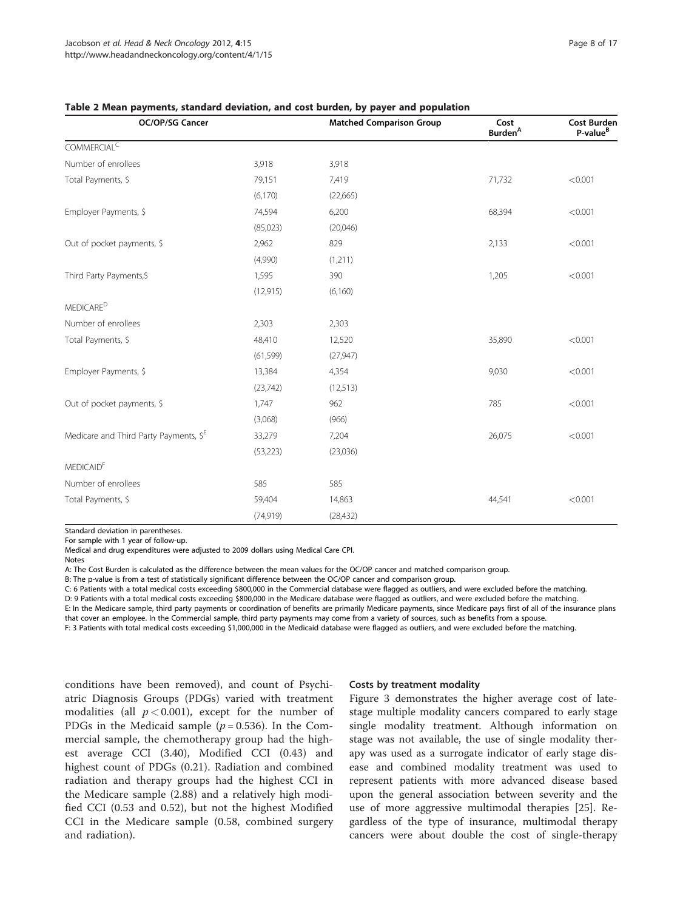**Table 2 Mean payments, standard deviation, and cost burden, by payer and population**

| OC/OP/SG Cancer | | Matched Comparison Group | Cost Burden[A] | Cost Burden P-value[B] |
|---|---|---|---|---|
| COMMERCIAL[C] | | | | |
| Number of enrollees | 3,918 | 3,918 | | |
| Total Payments, $ | 79,151 | 7,419 | 71,732 | <0.001 |
| | (6,170) | (22,665) | | |
| Employer Payments, $ | 74,594 | 6,200 | 68,394 | <0.001 |
| | (85,023) | (20,046) | | |
| Out of pocket payments, $ | 2,962 | 829 | 2,133 | <0.001 |
| | (4,990) | (1,211) | | |
| Third Party Payments,$ | 1,595 | 390 | 1,205 | <0.001 |
| | (12,915) | (6,160) | | |
| MEDICARE[D] | | | | |
| Number of enrollees | 2,303 | 2,303 | | |
| Total Payments, $ | 48,410 | 12,520 | 35,890 | <0.001 |
| | (61,599) | (27,947) | | |
| Employer Payments, $ | 13,384 | 4,354 | 9,030 | <0.001 |
| | (23,742) | (12,513) | | |
| Out of pocket payments, $ | 1,747 | 962 | 785 | <0.001 |
| | (3,068) | (966) | | |
| Medicare and Third Party Payments, $[E] | 33,279 | 7,204 | 26,075 | <0.001 |
| | (53,223) | (23,036) | | |
| MEDICAID[F] | | | | |
| Number of enrollees | 585 | 585 | | |
| Total Payments, $ | 59,404 | 14,863 | 44,541 | <0.001 |
| | (74,919) | (28,432) | | |

Standard deviation in parentheses.
For sample with 1 year of follow-up.
Medical and drug expenditures were adjusted to 2009 dollars using Medical Care CPI.
Notes
A: The Cost Burden is calculated as the difference between the mean values for the OC/OP cancer and matched comparison group.
B: The p-value is from a test of statistically significant difference between the OC/OP cancer and comparison group.
C: 6 Patients with a total medical costs exceeding $800,000 in the Commercial database were flagged as outliers, and were excluded before the matching.
D: 9 Patients with a total medical costs exceeding $800,000 in the Medicare database were flagged as outliers, and were excluded before the matching.
E: In the Medicare sample, third party payments or coordination of benefits are primarily Medicare payments, since Medicare pays first of all of the insurance plans that cover an employee. In the Commercial sample, third party payments may come from a variety of sources, such as benefits from a spouse.
F: 3 Patients with total medical costs exceeding $1,000,000 in the Medicaid database were flagged as outliers, and were excluded before the matching.

conditions have been removed), and count of Psychiatric Diagnosis Groups (PDGs) varied with treatment modalities (all $p < 0.001$), except for the number of PDGs in the Medicaid sample ($p = 0.536$). In the Commercial sample, the chemotherapy group had the highest average CCI (3.40), Modified CCI (0.43) and highest count of PDGs (0.21). Radiation and combined radiation and therapy groups had the highest CCI in the Medicare sample (2.88) and a relatively high modified CCI (0.53 and 0.52), but not the highest Modified CCI in the Medicare sample (0.58, combined surgery and radiation).

### Costs by treatment modality

Figure 3 demonstrates the higher average cost of late-stage multiple modality cancers compared to early stage single modality treatment. Although information on stage was not available, the use of single modality therapy was used as a surrogate indicator of early stage disease and combined modality treatment was used to represent patients with more advanced disease based upon the general association between severity and the use of more aggressive multimodal therapies [25]. Regardless of the type of insurance, multimodal therapy cancers were about double the cost of single-therapy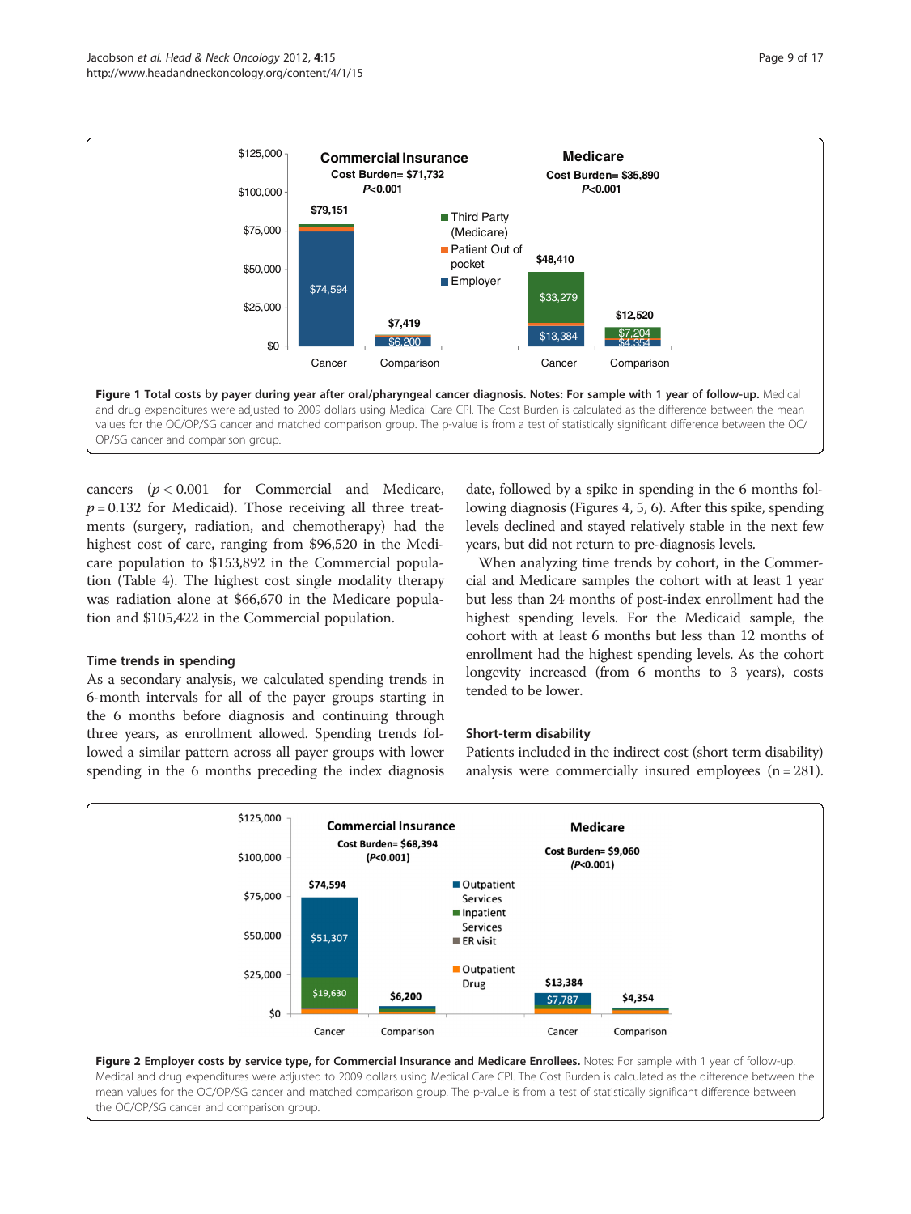**Figure 1 Total costs by payer during year after oral/pharyngeal cancer diagnosis. Notes: For sample with 1 year of follow-up.** Medical and drug expenditures were adjusted to 2009 dollars using Medical Care CPI. The Cost Burden is calculated as the difference between the mean values for the OC/OP/SG cancer and matched comparison group. The p-value is from a test of statistically significant difference between the OC/OP/SG cancer and comparison group.

cancers ($p < 0.001$ for Commercial and Medicare, $p = 0.132$ for Medicaid). Those receiving all three treatments (surgery, radiation, and chemotherapy) had the highest cost of care, ranging from $96,520 in the Medicare population to $153,892 in the Commercial population (Table 4). The highest cost single modality therapy was radiation alone at $66,670 in the Medicare population and $105,422 in the Commercial population.

### Time trends in spending

As a secondary analysis, we calculated spending trends in 6-month intervals for all of the payer groups starting in the 6 months before diagnosis and continuing through three years, as enrollment allowed. Spending trends followed a similar pattern across all payer groups with lower spending in the 6 months preceding the index diagnosis date, followed by a spike in spending in the 6 months following diagnosis (Figures 4, 5, 6). After this spike, spending levels declined and stayed relatively stable in the next few years, but did not return to pre-diagnosis levels.

When analyzing time trends by cohort, in the Commercial and Medicare samples the cohort with at least 1 year but less than 24 months of post-index enrollment had the highest spending levels. For the Medicaid sample, the cohort with at least 6 months but less than 12 months of enrollment had the highest spending levels. As the cohort longevity increased (from 6 months to 3 years), costs tended to be lower.

### Short-term disability

Patients included in the indirect cost (short term disability) analysis were commercially insured employees (n = 281).

**Figure 2 Employer costs by service type, for Commercial Insurance and Medicare Enrollees.** Notes: For sample with 1 year of follow-up. Medical and drug expenditures were adjusted to 2009 dollars using Medical Care CPI. The Cost Burden is calculated as the difference between the mean values for the OC/OP/SG cancer and matched comparison group. The p-value is from a test of statistically significant difference between the OC/OP/SG cancer and comparison group.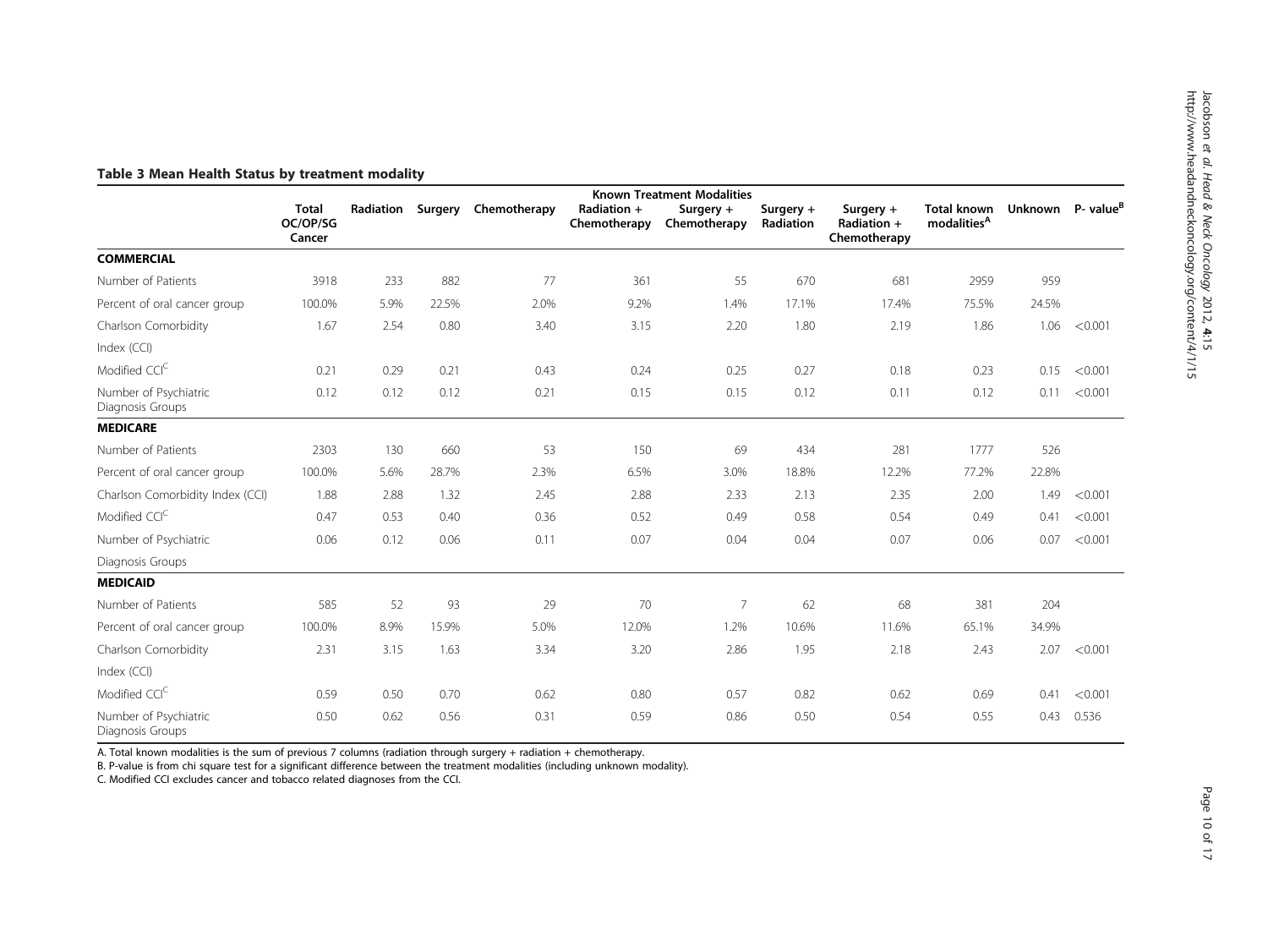**Table 3 Mean Health Status by treatment modality**

| | Total OC/OP/SG Cancer | Known Treatment Modalities | | | | | | | | Unknown | P- value[B] |
|---|---|---|---|---|---|---|---|---|---|---|---|
| | | Radiation | Surgery | Chemotherapy | Radiation + Chemotherapy | Surgery + Chemotherapy | Surgery + Radiation | Surgery + Radiation + Chemotherapy | Total known modalities[A] | | |
| **COMMERCIAL** | | | | | | | | | | | |
| Number of Patients | 3918 | 233 | 882 | 77 | 361 | 55 | 670 | 681 | 2959 | 959 | |
| Percent of oral cancer group | 100.0% | 5.9% | 22.5% | 2.0% | 9.2% | 1.4% | 17.1% | 17.4% | 75.5% | 24.5% | |
| Charlson Comorbidity Index (CCI) | 1.67 | 2.54 | 0.80 | 3.40 | 3.15 | 2.20 | 1.80 | 2.19 | 1.86 | 1.06 | <0.001 |
| Modified CCI[C] | 0.21 | 0.29 | 0.21 | 0.43 | 0.24 | 0.25 | 0.27 | 0.18 | 0.23 | 0.15 | <0.001 |
| Number of Psychiatric Diagnosis Groups | 0.12 | 0.12 | 0.12 | 0.21 | 0.15 | 0.15 | 0.12 | 0.11 | 0.12 | 0.11 | <0.001 |
| **MEDICARE** | | | | | | | | | | | |
| Number of Patients | 2303 | 130 | 660 | 53 | 150 | 69 | 434 | 281 | 1777 | 526 | |
| Percent of oral cancer group | 100.0% | 5.6% | 28.7% | 2.3% | 6.5% | 3.0% | 18.8% | 12.2% | 77.2% | 22.8% | |
| Charlson Comorbidity Index (CCI) | 1.88 | 2.88 | 1.32 | 2.45 | 2.88 | 2.33 | 2.13 | 2.35 | 2.00 | 1.49 | <0.001 |
| Modified CCI[C] | 0.47 | 0.53 | 0.40 | 0.36 | 0.52 | 0.49 | 0.58 | 0.54 | 0.49 | 0.41 | <0.001 |
| Number of Psychiatric Diagnosis Groups | 0.06 | 0.12 | 0.06 | 0.11 | 0.07 | 0.04 | 0.04 | 0.07 | 0.06 | 0.07 | <0.001 |
| **MEDICAID** | | | | | | | | | | | |
| Number of Patients | 585 | 52 | 93 | 29 | 70 | 7 | 62 | 68 | 381 | 204 | |
| Percent of oral cancer group | 100.0% | 8.9% | 15.9% | 5.0% | 12.0% | 1.2% | 10.6% | 11.6% | 65.1% | 34.9% | |
| Charlson Comorbidity Index (CCI) | 2.31 | 3.15 | 1.63 | 3.34 | 3.20 | 2.86 | 1.95 | 2.18 | 2.43 | 2.07 | <0.001 |
| Modified CCI[C] | 0.59 | 0.50 | 0.70 | 0.62 | 0.80 | 0.57 | 0.82 | 0.62 | 0.69 | 0.41 | <0.001 |
| Number of Psychiatric Diagnosis Groups | 0.50 | 0.62 | 0.56 | 0.31 | 0.59 | 0.86 | 0.50 | 0.54 | 0.55 | 0.43 | 0.536 |

A. Total known modalities is the sum of previous 7 columns (radiation through surgery + radiation + chemotherapy.

B. P-value is from chi square test for a significant difference between the treatment modalities (including unknown modality).

C. Modified CCI excludes cancer and tobacco related diagnoses from the CCI.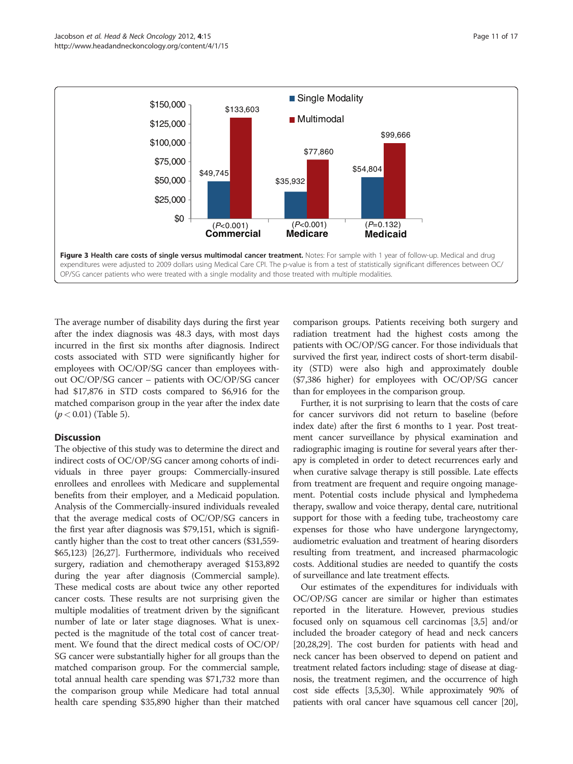**Figure 3 Health care costs of single versus multimodal cancer treatment.** Notes: For sample with 1 year of follow-up. Medical and drug expenditures were adjusted to 2009 dollars using Medical Care CPI. The p-value is from a test of statistically significant differences between OC/OP/SG cancer patients who were treated with a single modality and those treated with multiple modalities.

The average number of disability days during the first year after the index diagnosis was 48.3 days, with most days incurred in the first six months after diagnosis. Indirect costs associated with STD were significantly higher for employees with OC/OP/SG cancer than employees without OC/OP/SG cancer – patients with OC/OP/SG cancer had $17,876 in STD costs compared to $6,916 for the matched comparison group in the year after the index date ($p < 0.01$) (Table 5).

## Discussion

The objective of this study was to determine the direct and indirect costs of OC/OP/SG cancer among cohorts of individuals in three payer groups: Commercially-insured enrollees and enrollees with Medicare and supplemental benefits from their employer, and a Medicaid population. Analysis of the Commercially-insured individuals revealed that the average medical costs of OC/OP/SG cancers in the first year after diagnosis was $79,151, which is significantly higher than the cost to treat other cancers ($31,559-$65,123) [26,27]. Furthermore, individuals who received surgery, radiation and chemotherapy averaged $153,892 during the year after diagnosis (Commercial sample). These medical costs are about twice any other reported cancer costs. These results are not surprising given the multiple modalities of treatment driven by the significant number of late or later stage diagnoses. What is unexpected is the magnitude of the total cost of cancer treatment. We found that the direct medical costs of OC/OP/SG cancer were substantially higher for all groups than the matched comparison group. For the commercial sample, total annual health care spending was $71,732 more than the comparison group while Medicare had total annual health care spending $35,890 higher than their matched comparison groups. Patients receiving both surgery and radiation treatment had the highest costs among the patients with OC/OP/SG cancer. For those individuals that survived the first year, indirect costs of short-term disability (STD) were also high and approximately double ($7,386 higher) for employees with OC/OP/SG cancer than for employees in the comparison group.

Further, it is not surprising to learn that the costs of care for cancer survivors did not return to baseline (before index date) after the first 6 months to 1 year. Post treatment cancer surveillance by physical examination and radiographic imaging is routine for several years after therapy is completed in order to detect recurrences early and when curative salvage therapy is still possible. Late effects from treatment are frequent and require ongoing management. Potential costs include physical and lymphedema therapy, swallow and voice therapy, dental care, nutritional support for those with a feeding tube, tracheostomy care expenses for those who have undergone laryngectomy, audiometric evaluation and treatment of hearing disorders resulting from treatment, and increased pharmacologic costs. Additional studies are needed to quantify the costs of surveillance and late treatment effects.

Our estimates of the expenditures for individuals with OC/OP/SG cancer are similar or higher than estimates reported in the literature. However, previous studies focused only on squamous cell carcinomas [3,5] and/or included the broader category of head and neck cancers [20,28,29]. The cost burden for patients with head and neck cancer has been observed to depend on patient and treatment related factors including: stage of disease at diagnosis, the treatment regimen, and the occurrence of high cost side effects [3,5,30]. While approximately 90% of patients with oral cancer have squamous cell cancer [20],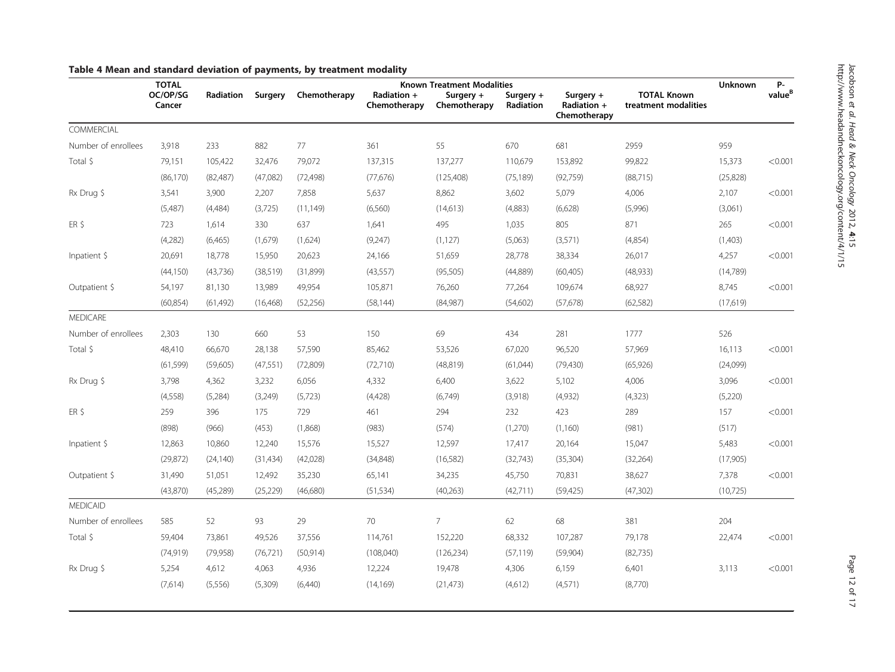**Table 4 Mean and standard deviation of payments, by treatment modality**

| | TOTAL OC/OP/SG Cancer | Known Treatment Modalities | | | | | | | | Unknown | P-value[B] |
|---|---|---|---|---|---|---|---|---|---|---|---|
| | | Radiation | Surgery | Chemotherapy | Radiation + Chemotherapy | Surgery + Chemotherapy | Surgery + Radiation | Surgery + Radiation + Chemotherapy | TOTAL Known treatment modalities | | |
| COMMERCIAL | | | | | | | | | | | |
| Number of enrollees | 3,918 | 233 | 882 | 77 | 361 | 55 | 670 | 681 | 2959 | 959 | |
| Total $ | 79,151 | 105,422 | 32,476 | 79,072 | 137,315 | 137,277 | 110,679 | 153,892 | 99,822 | 15,373 | <0.001 |
| | (86,170) | (82,487) | (47,082) | (72,498) | (77,676) | (125,408) | (75,189) | (92,759) | (88,715) | (25,828) | |
| Rx Drug $ | 3,541 | 3,900 | 2,207 | 7,858 | 5,637 | 8,862 | 3,602 | 5,079 | 4,006 | 2,107 | <0.001 |
| | (5,487) | (4,484) | (3,725) | (11,149) | (6,560) | (14,613) | (4,883) | (6,628) | (5,996) | (3,061) | |
| ER $ | 723 | 1,614 | 330 | 637 | 1,641 | 495 | 1,035 | 805 | 871 | 265 | <0.001 |
| | (4,282) | (6,465) | (1,679) | (1,624) | (9,247) | (1,127) | (5,063) | (3,571) | (4,854) | (1,403) | |
| Inpatient $ | 20,691 | 18,778 | 15,950 | 20,623 | 24,166 | 51,659 | 28,778 | 38,334 | 26,017 | 4,257 | <0.001 |
| | (44,150) | (43,736) | (38,519) | (31,899) | (43,557) | (95,505) | (44,889) | (60,405) | (48,933) | (14,789) | |
| Outpatient $ | 54,197 | 81,130 | 13,989 | 49,954 | 105,871 | 76,260 | 77,264 | 109,674 | 68,927 | 8,745 | <0.001 |
| | (60,854) | (61,492) | (16,468) | (52,256) | (58,144) | (84,987) | (54,602) | (57,678) | (62,582) | (17,619) | |
| MEDICARE | | | | | | | | | | | |
| Number of enrollees | 2,303 | 130 | 660 | 53 | 150 | 69 | 434 | 281 | 1777 | 526 | |
| Total $ | 48,410 | 66,670 | 28,138 | 57,590 | 85,462 | 53,526 | 67,020 | 96,520 | 57,969 | 16,113 | <0.001 |
| | (61,599) | (59,605) | (47,551) | (72,809) | (72,710) | (48,819) | (61,044) | (79,430) | (65,926) | (24,099) | |
| Rx Drug $ | 3,798 | 4,362 | 3,232 | 6,056 | 4,332 | 6,400 | 3,622 | 5,102 | 4,006 | 3,096 | <0.001 |
| | (4,558) | (5,284) | (3,249) | (5,723) | (4,428) | (6,749) | (3,918) | (4,932) | (4,323) | (5,220) | |
| ER $ | 259 | 396 | 175 | 729 | 461 | 294 | 232 | 423 | 289 | 157 | <0.001 |
| | (898) | (966) | (453) | (1,868) | (983) | (574) | (1,270) | (1,160) | (981) | (517) | |
| Inpatient $ | 12,863 | 10,860 | 12,240 | 15,576 | 15,527 | 12,597 | 17,417 | 20,164 | 15,047 | 5,483 | <0.001 |
| | (29,872) | (24,140) | (31,434) | (42,028) | (34,848) | (16,582) | (32,743) | (35,304) | (32,264) | (17,905) | |
| Outpatient $ | 31,490 | 51,051 | 12,492 | 35,230 | 65,141 | 34,235 | 45,750 | 70,831 | 38,627 | 7,378 | <0.001 |
| | (43,870) | (45,289) | (25,229) | (46,680) | (51,534) | (40,263) | (42,711) | (59,425) | (47,302) | (10,725) | |
| MEDICAID | | | | | | | | | | | |
| Number of enrollees | 585 | 52 | 93 | 29 | 70 | 7 | 62 | 68 | 381 | 204 | |
| Total $ | 59,404 | 73,861 | 49,526 | 37,556 | 114,761 | 152,220 | 68,332 | 107,287 | 79,178 | 22,474 | <0.001 |
| | (74,919) | (79,958) | (76,721) | (50,914) | (108,040) | (126,234) | (57,119) | (59,904) | (82,735) | | |
| Rx Drug $ | 5,254 | 4,612 | 4,063 | 4,936 | 12,224 | 19,478 | 4,306 | 6,159 | 6,401 | 3,113 | <0.001 |
| | (7,614) | (5,556) | (5,309) | (6,440) | (14,169) | (21,473) | (4,612) | (4,571) | (8,770) | | |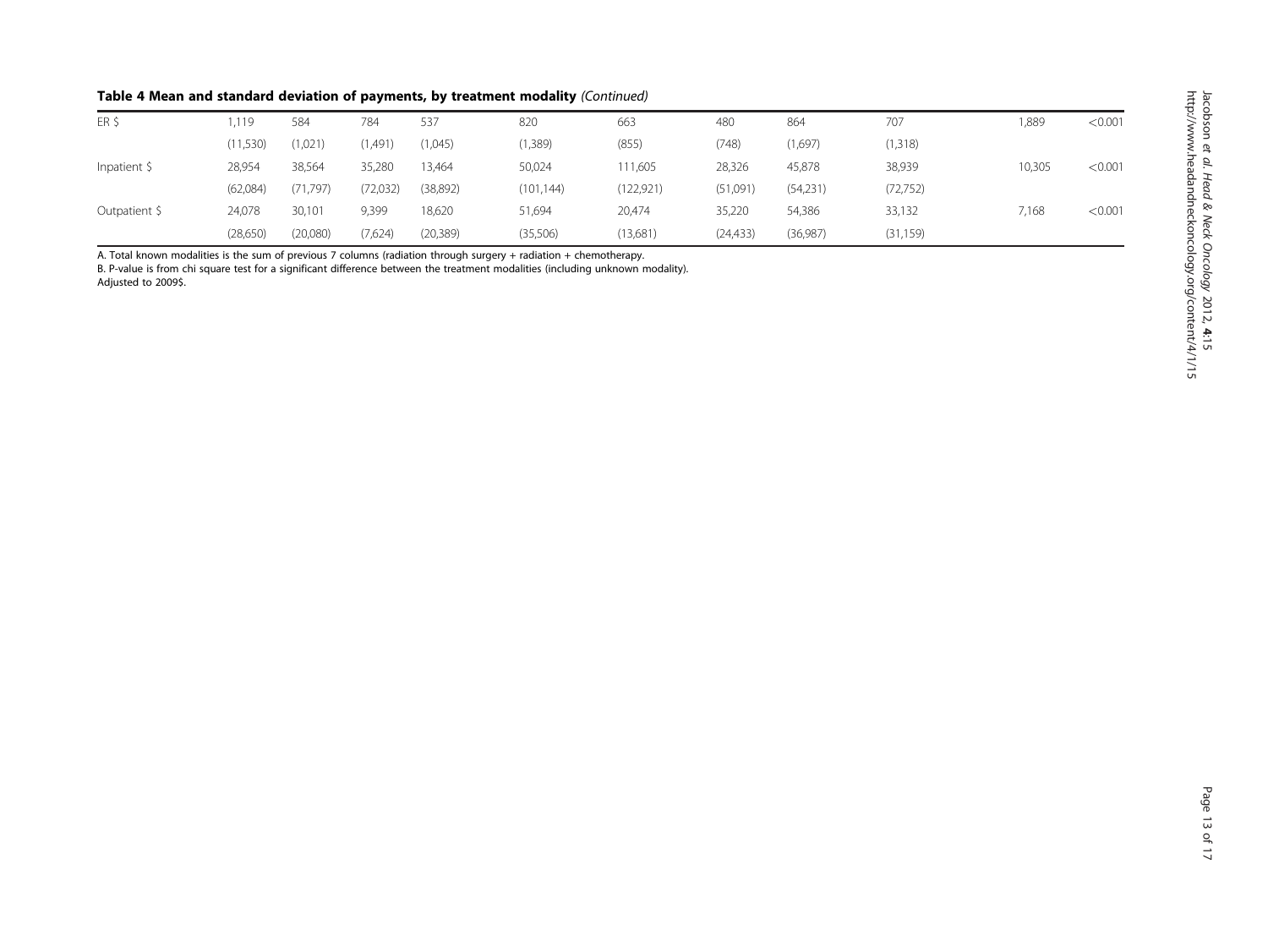**Table 4 Mean and standard deviation of payments, by treatment modality** *(Continued)*

| | | | | | | | | | | | |
|---|---|---|---|---|---|---|---|---|---|---|---|
| ER $ | 1,119 | 584 | 784 | 537 | 820 | 663 | 480 | 864 | 707 | 1,889 | <0.001 |
| | (11,530) | (1,021) | (1,491) | (1,045) | (1,389) | (855) | (748) | (1,697) | (1,318) | | |
| Inpatient $ | 28,954 | 38,564 | 35,280 | 13,464 | 50,024 | 111,605 | 28,326 | 45,878 | 38,939 | 10,305 | <0.001 |
| | (62,084) | (71,797) | (72,032) | (38,892) | (101,144) | (122,921) | (51,091) | (54,231) | (72,752) | | |
| Outpatient $ | 24,078 | 30,101 | 9,399 | 18,620 | 51,694 | 20,474 | 35,220 | 54,386 | 33,132 | 7,168 | <0.001 |
| | (28,650) | (20,080) | (7,624) | (20,389) | (35,506) | (13,681) | (24,433) | (36,987) | (31,159) | | |

A. Total known modalities is the sum of previous 7 columns (radiation through surgery + radiation + chemotherapy.
B. P-value is from chi square test for a significant difference between the treatment modalities (including unknown modality).
Adjusted to 2009$.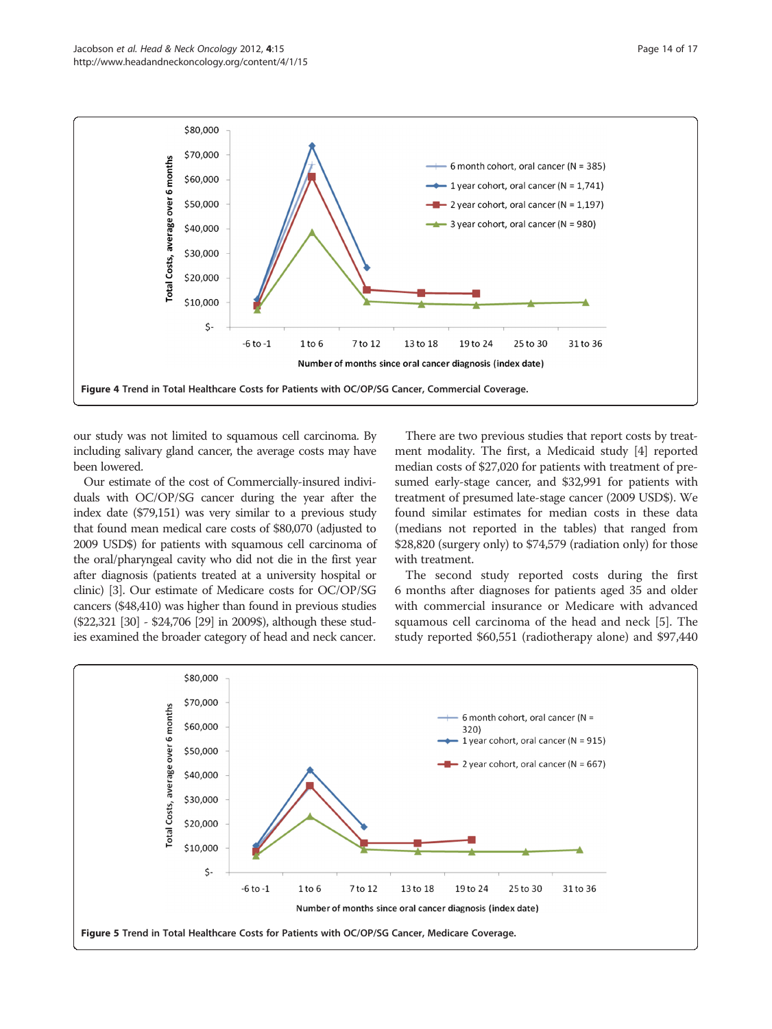Figure 4 Trend in Total Healthcare Costs for Patients with OC/OP/SG Cancer, Commercial Coverage.

our study was not limited to squamous cell carcinoma. By including salivary gland cancer, the average costs may have been lowered.

Our estimate of the cost of Commercially-insured individuals with OC/OP/SG cancer during the year after the index date ($79,151) was very similar to a previous study that found mean medical care costs of $80,070 (adjusted to 2009 USD$) for patients with squamous cell carcinoma of the oral/pharyngeal cavity who did not die in the first year after diagnosis (patients treated at a university hospital or clinic) [3]. Our estimate of Medicare costs for OC/OP/SG cancers ($48,410) was higher than found in previous studies ($22,321 [30] - $24,706 [29] in 2009$), although these studies examined the broader category of head and neck cancer.

There are two previous studies that report costs by treatment modality. The first, a Medicaid study [4] reported median costs of $27,020 for patients with treatment of presumed early-stage cancer, and $32,991 for patients with treatment of presumed late-stage cancer (2009 USD$). We found similar estimates for median costs in these data (medians not reported in the tables) that ranged from $28,820 (surgery only) to $74,579 (radiation only) for those with treatment.

The second study reported costs during the first 6 months after diagnoses for patients aged 35 and older with commercial insurance or Medicare with advanced squamous cell carcinoma of the head and neck [5]. The study reported $60,551 (radiotherapy alone) and $97,440

Figure 5 Trend in Total Healthcare Costs for Patients with OC/OP/SG Cancer, Medicare Coverage.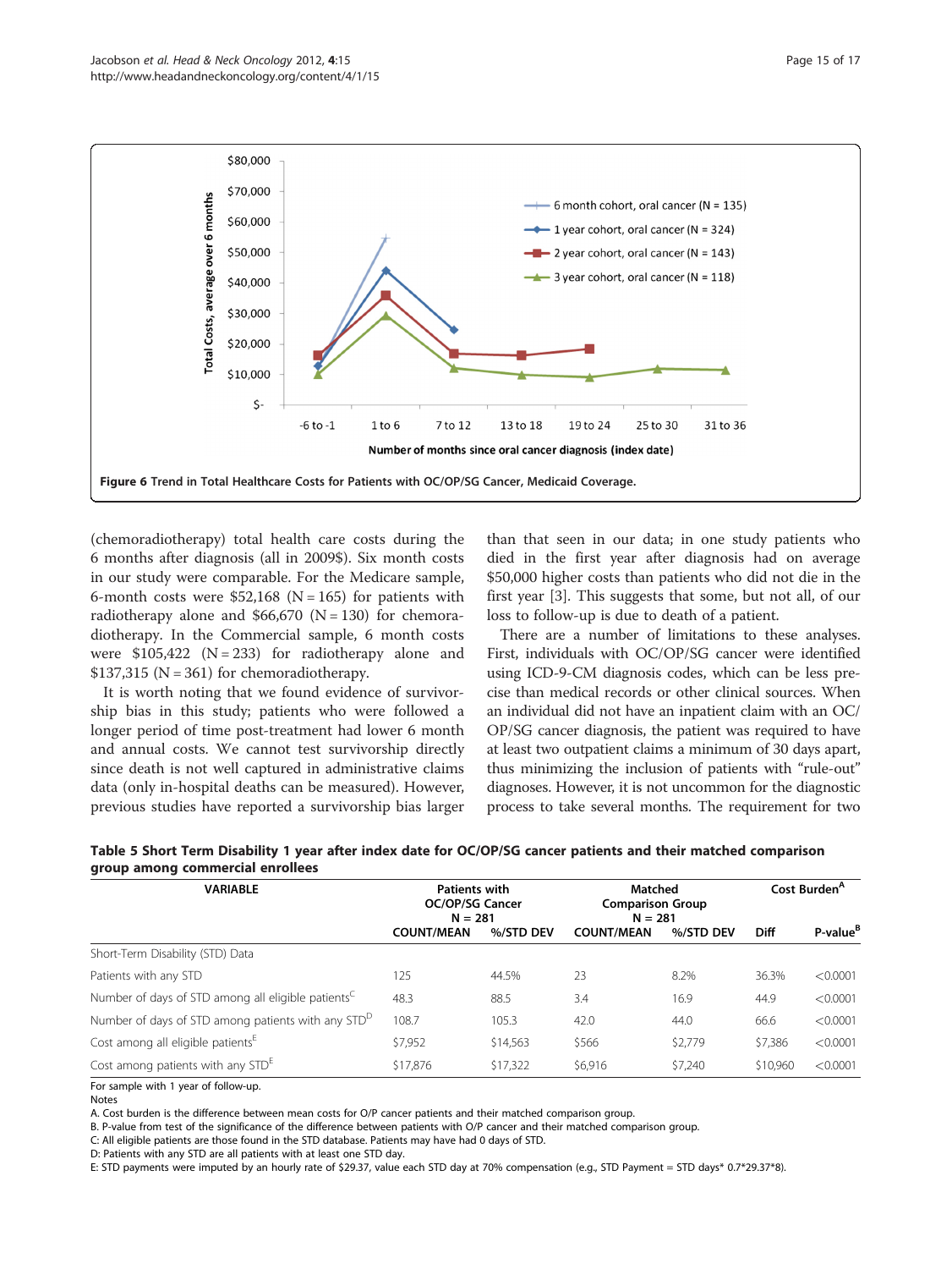**Figure 6** Trend in Total Healthcare Costs for Patients with OC/OP/SG Cancer, Medicaid Coverage.

(chemoradiotherapy) total health care costs during the 6 months after diagnosis (all in 2009$). Six month costs in our study were comparable. For the Medicare sample, 6-month costs were $52,168 (N = 165) for patients with radiotherapy alone and $66,670 (N = 130) for chemoradiotherapy. In the Commercial sample, 6 month costs were $105,422 (N = 233) for radiotherapy alone and $137,315 (N = 361) for chemoradiotherapy.

It is worth noting that we found evidence of survivorship bias in this study; patients who were followed a longer period of time post-treatment had lower 6 month and annual costs. We cannot test survivorship directly since death is not well captured in administrative claims data (only in-hospital deaths can be measured). However, previous studies have reported a survivorship bias larger than that seen in our data; in one study patients who died in the first year after diagnosis had on average $50,000 higher costs than patients who did not die in the first year [3]. This suggests that some, but not all, of our loss to follow-up is due to death of a patient.

There are a number of limitations to these analyses. First, individuals with OC/OP/SG cancer were identified using ICD-9-CM diagnosis codes, which can be less precise than medical records or other clinical sources. When an individual did not have an inpatient claim with an OC/OP/SG cancer diagnosis, the patient was required to have at least two outpatient claims a minimum of 30 days apart, thus minimizing the inclusion of patients with "rule-out" diagnoses. However, it is not uncommon for the diagnostic process to take several months. The requirement for two

**Table 5 Short Term Disability 1 year after index date for OC/OP/SG cancer patients and their matched comparison group among commercial enrollees**

| VARIABLE | Patients with OC/OP/SG Cancer N = 281 | | Matched Comparison Group N = 281 | | Cost Burden[A] | |
|---|---|---|---|---|---|---|
| | COUNT/MEAN | %/STD DEV | COUNT/MEAN | %/STD DEV | Diff | P-value[B] |
| Short-Term Disability (STD) Data | | | | | | |
| Patients with any STD | 125 | 44.5% | 23 | 8.2% | 36.3% | <0.0001 |
| Number of days of STD among all eligible patients[C] | 48.3 | 88.5 | 3.4 | 16.9 | 44.9 | <0.0001 |
| Number of days of STD among patients with any STD[D] | 108.7 | 105.3 | 42.0 | 44.0 | 66.6 | <0.0001 |
| Cost among all eligible patients[E] | $7,952 | $14,563 | $566 | $2,779 | $7,386 | <0.0001 |
| Cost among patients with any STD[E] | $17,876 | $17,322 | $6,916 | $7,240 | $10,960 | <0.0001 |

For sample with 1 year of follow-up.

Notes

A. Cost burden is the difference between mean costs for O/P cancer patients and their matched comparison group.

B. P-value from test of the significance of the difference between patients with O/P cancer and their matched comparison group.

C: All eligible patients are those found in the STD database. Patients may have had 0 days of STD.

D: Patients with any STD are all patients with at least one STD day.

E: STD payments were imputed by an hourly rate of $29.37, value each STD day at 70% compensation (e.g., STD Payment = STD days* 0.7*29.37*8).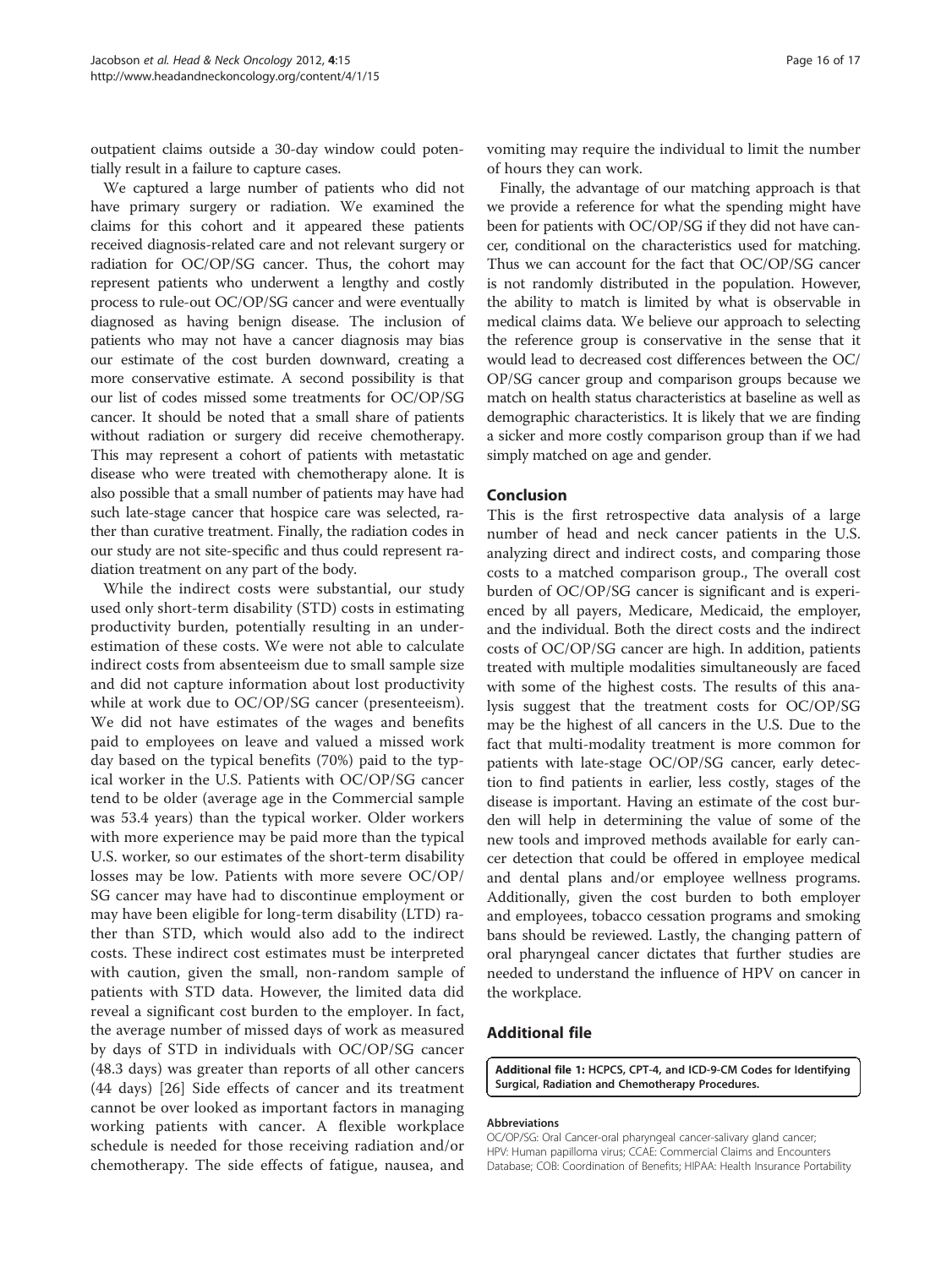outpatient claims outside a 30-day window could potentially result in a failure to capture cases.

We captured a large number of patients who did not have primary surgery or radiation. We examined the claims for this cohort and it appeared these patients received diagnosis-related care and not relevant surgery or radiation for OC/OP/SG cancer. Thus, the cohort may represent patients who underwent a lengthy and costly process to rule-out OC/OP/SG cancer and were eventually diagnosed as having benign disease. The inclusion of patients who may not have a cancer diagnosis may bias our estimate of the cost burden downward, creating a more conservative estimate. A second possibility is that our list of codes missed some treatments for OC/OP/SG cancer. It should be noted that a small share of patients without radiation or surgery did receive chemotherapy. This may represent a cohort of patients with metastatic disease who were treated with chemotherapy alone. It is also possible that a small number of patients may have had such late-stage cancer that hospice care was selected, rather than curative treatment. Finally, the radiation codes in our study are not site-specific and thus could represent radiation treatment on any part of the body.

While the indirect costs were substantial, our study used only short-term disability (STD) costs in estimating productivity burden, potentially resulting in an underestimation of these costs. We were not able to calculate indirect costs from absenteeism due to small sample size and did not capture information about lost productivity while at work due to OC/OP/SG cancer (presenteeism). We did not have estimates of the wages and benefits paid to employees on leave and valued a missed work day based on the typical benefits (70%) paid to the typical worker in the U.S. Patients with OC/OP/SG cancer tend to be older (average age in the Commercial sample was 53.4 years) than the typical worker. Older workers with more experience may be paid more than the typical U.S. worker, so our estimates of the short-term disability losses may be low. Patients with more severe OC/OP/SG cancer may have had to discontinue employment or may have been eligible for long-term disability (LTD) rather than STD, which would also add to the indirect costs. These indirect cost estimates must be interpreted with caution, given the small, non-random sample of patients with STD data. However, the limited data did reveal a significant cost burden to the employer. In fact, the average number of missed days of work as measured by days of STD in individuals with OC/OP/SG cancer (48.3 days) was greater than reports of all other cancers (44 days) [26] Side effects of cancer and its treatment cannot be over looked as important factors in managing working patients with cancer. A flexible workplace schedule is needed for those receiving radiation and/or chemotherapy. The side effects of fatigue, nausea, and vomiting may require the individual to limit the number of hours they can work.

Finally, the advantage of our matching approach is that we provide a reference for what the spending might have been for patients with OC/OP/SG if they did not have cancer, conditional on the characteristics used for matching. Thus we can account for the fact that OC/OP/SG cancer is not randomly distributed in the population. However, the ability to match is limited by what is observable in medical claims data. We believe our approach to selecting the reference group is conservative in the sense that it would lead to decreased cost differences between the OC/OP/SG cancer group and comparison groups because we match on health status characteristics at baseline as well as demographic characteristics. It is likely that we are finding a sicker and more costly comparison group than if we had simply matched on age and gender.

## Conclusion

This is the first retrospective data analysis of a large number of head and neck cancer patients in the U.S. analyzing direct and indirect costs, and comparing those costs to a matched comparison group., The overall cost burden of OC/OP/SG cancer is significant and is experienced by all payers, Medicare, Medicaid, the employer, and the individual. Both the direct costs and the indirect costs of OC/OP/SG cancer are high. In addition, patients treated with multiple modalities simultaneously are faced with some of the highest costs. The results of this analysis suggest that the treatment costs for OC/OP/SG may be the highest of all cancers in the U.S. Due to the fact that multi-modality treatment is more common for patients with late-stage OC/OP/SG cancer, early detection to find patients in earlier, less costly, stages of the disease is important. Having an estimate of the cost burden will help in determining the value of some of the new tools and improved methods available for early cancer detection that could be offered in employee medical and dental plans and/or employee wellness programs. Additionally, given the cost burden to both employer and employees, tobacco cessation programs and smoking bans should be reviewed. Lastly, the changing pattern of oral pharyngeal cancer dictates that further studies are needed to understand the influence of HPV on cancer in the workplace.

## Additional file

**Additional file 1: HCPCS, CPT-4, and ICD-9-CM Codes for Identifying Surgical, Radiation and Chemotherapy Procedures.**

#### Abbreviations

OC/OP/SG: Oral Cancer-oral pharyngeal cancer-salivary gland cancer; HPV: Human papilloma virus; CCAE: Commercial Claims and Encounters Database; COB: Coordination of Benefits; HIPAA: Health Insurance Portability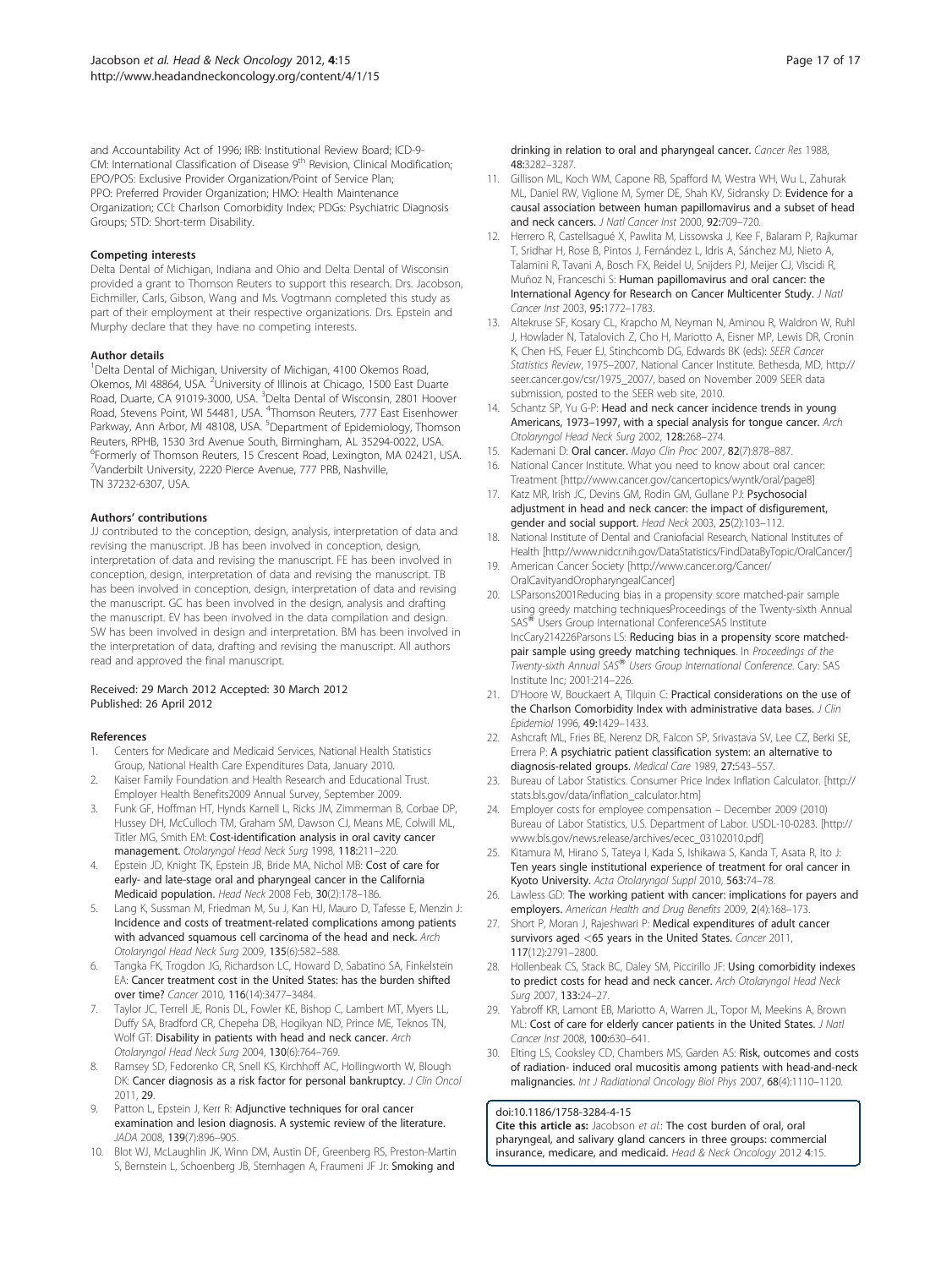and Accountability Act of 1996; IRB: Institutional Review Board; ICD-9-CM: International Classification of Disease 9th Revision, Clinical Modification; EPO/POS: Exclusive Provider Organization/Point of Service Plan; PPO: Preferred Provider Organization; HMO: Health Maintenance Organization; CCI: Charlson Comorbidity Index; PDGs: Psychiatric Diagnosis Groups; STD: Short-term Disability.

#### Competing interests

Delta Dental of Michigan, Indiana and Ohio and Delta Dental of Wisconsin provided a grant to Thomson Reuters to support this research. Drs. Jacobson, Eichmiller, Carls, Gibson, Wang and Ms. Vogtmann completed this study as part of their employment at their respective organizations. Drs. Epstein and Murphy declare that they have no competing interests.

#### Author details

[1]Delta Dental of Michigan, University of Michigan, 4100 Okemos Road, Okemos, MI 48864, USA. [2]University of Illinois at Chicago, 1500 East Duarte Road, Duarte, CA 91019-3000, USA. [3]Delta Dental of Wisconsin, 2801 Hoover Road, Stevens Point, WI 54481, USA. [4]Thomson Reuters, 777 East Eisenhower Parkway, Ann Arbor, MI 48108, USA. [5]Department of Epidemiology, Thomson Reuters, RPHB, 1530 3rd Avenue South, Birmingham, AL 35294-0022, USA. [6]Formerly of Thomson Reuters, 15 Crescent Road, Lexington, MA 02421, USA. [7]Vanderbilt University, 2220 Pierce Avenue, 777 PRB, Nashville, TN 37232-6307, USA.

#### Authors' contributions

JJ contributed to the conception, design, analysis, interpretation of data and revising the manuscript. JB has been involved in conception, design, interpretation of data and revising the manuscript. FE has been involved in conception, design, interpretation of data and revising the manuscript. TB has been involved in conception, design, interpretation of data and revising the manuscript. GC has been involved in the design, analysis and drafting the manuscript. EV has been involved in the data compilation and design. SW has been involved in design and interpretation. BM has been involved in the interpretation of data, drafting and revising the manuscript. All authors read and approved the final manuscript.

Received: 29 March 2012 Accepted: 30 March 2012
Published: 26 April 2012

#### References

1. Centers for Medicare and Medicaid Services, National Health Statistics Group, National Health Care Expenditures Data, January 2010.
2. Kaiser Family Foundation and Health Research and Educational Trust. Employer Health Benefits2009 Annual Survey, September 2009.
3. Funk GF, Hoffman HT, Hynds Karnell L, Ricks JM, Zimmerman B, Corbae DP, Hussey DH, McCulloch TM, Graham SM, Dawson CJ, Means ME, Colwill ML, Titler MG, Smith EM: **Cost-identification analysis in oral cavity cancer management.** *Otolaryngol Head Neck Surg* 1998, **118**:211–220.
4. Epstein JD, Knight TK, Epstein JB, Bride MA, Nichol MB: **Cost of care for early- and late-stage oral and pharyngeal cancer in the California Medicaid population.** *Head Neck* 2008 Feb, **30**(2):178–186.
5. Lang K, Sussman M, Friedman M, Su J, Kan HJ, Mauro D, Tafesse E, Menzin J: **Incidence and costs of treatment-related complications among patients with advanced squamous cell carcinoma of the head and neck.** *Arch Otolaryngol Head Neck Surg* 2009, **135**(6):582–588.
6. Tangka FK, Trogdon JG, Richardson LC, Howard D, Sabatino SA, Finkelstein EA: **Cancer treatment cost in the United States: has the burden shifted over time?** *Cancer* 2010, **116**(14):3477–3484.
7. Taylor JC, Terrell JE, Ronis DL, Fowler KE, Bishop C, Lambert MT, Myers LL, Duffy SA, Bradford CR, Chepeha DB, Hogikyan ND, Prince ME, Teknos TN, Wolf GT: **Disability in patients with head and neck cancer.** *Arch Otolaryngol Head Neck Surg* 2004, **130**(6):764–769.
8. Ramsey SD, Fedorenko CR, Snell KS, Kirchhoff AC, Hollingworth W, Blough DK: **Cancer diagnosis as a risk factor for personal bankruptcy.** *J Clin Oncol* 2011, **29**.
9. Patton L, Epstein J, Kerr R: **Adjunctive techniques for oral cancer examination and lesion diagnosis. A systemic review of the literature.** *JADA* 2008, **139**(7):896–905.
10. Blot WJ, McLaughlin JK, Winn DM, Austin DF, Greenberg RS, Preston-Martin S, Bernstein L, Schoenberg JB, Sternhagen A, Fraumeni JF Jr: **Smoking and drinking in relation to oral and pharyngeal cancer.** *Cancer Res* 1988, **48**:3282–3287.
11. Gillison ML, Koch WM, Capone RB, Spafford M, Westra WH, Wu L, Zahurak ML, Daniel RW, Viglione M, Symer DE, Shah KV, Sidransky D: **Evidence for a causal association between human papillomavirus and a subset of head and neck cancers.** *J Natl Cancer Inst* 2000, **92**:709–720.
12. Herrero R, Castellsagué X, Pawlita M, Lissowska J, Kee F, Balaram P, Rajkumar T, Sridhar H, Rose B, Pintos J, Fernández L, Idris A, Sánchez MJ, Nieto A, Talamini R, Tavani A, Bosch FX, Reidel U, Snijders PJ, Meijer CJ, Viscidi R, Muñoz N, Franceschi S: **Human papillomavirus and oral cancer: the International Agency for Research on Cancer Multicenter Study.** *J Natl Cancer Inst* 2003, **95**:1772–1783.
13. Altekruse SF, Kosary CL, Krapcho M, Neyman N, Aminou R, Waldron W, Ruhl J, Howlader N, Tatalovich Z, Cho H, Mariotto A, Eisner MP, Lewis DR, Cronin K, Chen HS, Feuer EJ, Stinchcomb DG, Edwards BK (eds): *SEER Cancer Statistics Review*, 1975–2007, National Cancer Institute. Bethesda, MD, http://seer.cancer.gov/csr/1975_2007/, based on November 2009 SEER data submission, posted to the SEER web site, 2010.
14. Schantz SP, Yu G-P: **Head and neck cancer incidence trends in young Americans, 1973–1997, with a special analysis for tongue cancer.** *Arch Otolaryngol Head Neck Surg* 2002, **128**:268–274.
15. Kademani D: **Oral cancer.** *Mayo Clin Proc* 2007, **82**(7):878–887.
16. National Cancer Institute. What you need to know about oral cancer: Treatment [http://www.cancer.gov/cancertopics/wyntk/oral/page8]
17. Katz MR, Irish JC, Devins GM, Rodin GM, Gullane PJ: **Psychosocial adjustment in head and neck cancer: the impact of disfigurement, gender and social support.** *Head Neck* 2003, **25**(2):103–112.
18. National Institute of Dental and Craniofacial Research, National Institutes of Health [http://www.nidcr.nih.gov/DataStatistics/FindDataByTopic/OralCancer/]
19. American Cancer Society [http://www.cancer.org/Cancer/OralCavityandOropharyngealCancer]
20. LSParsons2001Reducing bias in a propensity score matched-pair sample using greedy matching techniquesProceedings of the Twenty-sixth Annual SAS® Users Group International ConferenceSAS Institute IncCary214226Parsons LS: **Reducing bias in a propensity score matched-pair sample using greedy matching techniques.** In *Proceedings of the Twenty-sixth Annual SAS® Users Group International Conference*. Cary: SAS Institute Inc; 2001:214–226.
21. D'Hoore W, Bouckaert A, Tilquin C: **Practical considerations on the use of the Charlson Comorbidity Index with administrative data bases.** *J Clin Epidemiol* 1996, **49**:1429–1433.
22. Ashcraft ML, Fries BE, Nerenz DR, Falcon SP, Srivastava SV, Lee CZ, Berki SE, Errera P: **A psychiatric patient classification system: an alternative to diagnosis-related groups.** *Medical Care* 1989, **27**:543–557.
23. Bureau of Labor Statistics. Consumer Price Index Inflation Calculator. [http://stats.bls.gov/data/inflation_calculator.htm]
24. Employer costs for employee compensation – December 2009 (2010) Bureau of Labor Statistics, U.S. Department of Labor. USDL-10-0283. [http://www.bls.gov/news.release/archives/ecec_03102010.pdf]
25. Kitamura M, Hirano S, Tateya I, Kada S, Ishikawa S, Kanda T, Asata R, Ito J: **Ten years single institutional experience of treatment for oral cancer in Kyoto University.** *Acta Otolaryngol Suppl* 2010, **563**:74–78.
26. Lawless GD: **The working patient with cancer: implications for payers and employers.** *American Health and Drug Benefits* 2009, **2**(4):168–173.
27. Short P, Moran J, Rajeshwari P: **Medical expenditures of adult cancer survivors aged <65 years in the United States.** *Cancer* 2011, **117**(12):2791–2800.
28. Hollenbeak CS, Stack BC, Daley SM, Piccirillo JF: **Using comorbidity indexes to predict costs for head and neck cancer.** *Arch Otolaryngol Head Neck Surg* 2007, **133**:24–27.
29. Yabroff KR, Lamont EB, Mariotto A, Warren JL, Topor M, Meekins A, Brown ML: **Cost of care for elderly cancer patients in the United States.** *J Natl Cancer Inst* 2008, **100**:630–641.
30. Elting LS, Cooksley CD, Chambers MS, Garden AS: **Risk, outcomes and costs of radiation- induced oral mucositis among patients with head-and-neck malignancies.** *Int J Radiational Oncology Biol Phys* 2007, **68**(4):1110–1120.

doi:10.1186/1758-3284-4-15
**Cite this article as:** Jacobson *et al.*: The cost burden of oral, oral pharyngeal, and salivary gland cancers in three groups: commercial insurance, medicare, and medicaid. *Head & Neck Oncology* 2012 **4**:15.